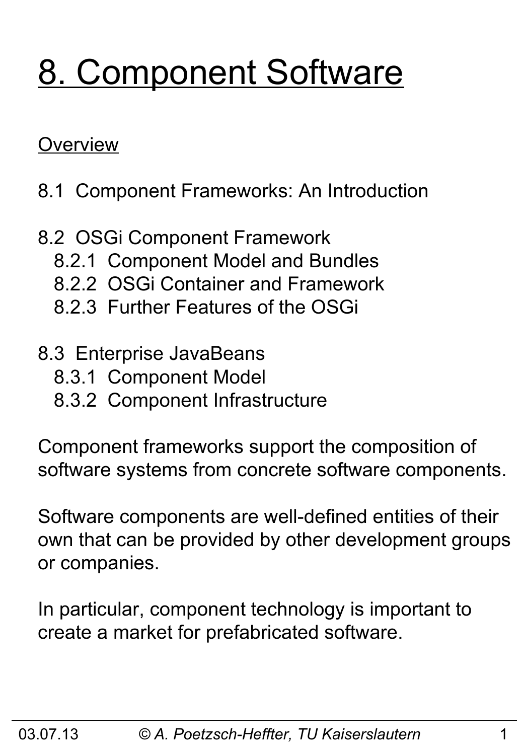# 8. Component Software

## Overview

8.1 Component Frameworks: An Introduction

8.2 OSGi Component Framework
- 8.2.1 Component Model and Bundles
- 8.2.2 OSGi Container and Framework
- 8.2.3 Further Features of the OSGi

8.3 Enterprise JavaBeans
- 8.3.1 Component Model
- 8.3.2 Component Infrastructure

Component frameworks support the composition of software systems from concrete software components.

Software components are well-defined entities of their own that can be provided by other development groups or companies.

In particular, component technology is important to create a market for prefabricated software.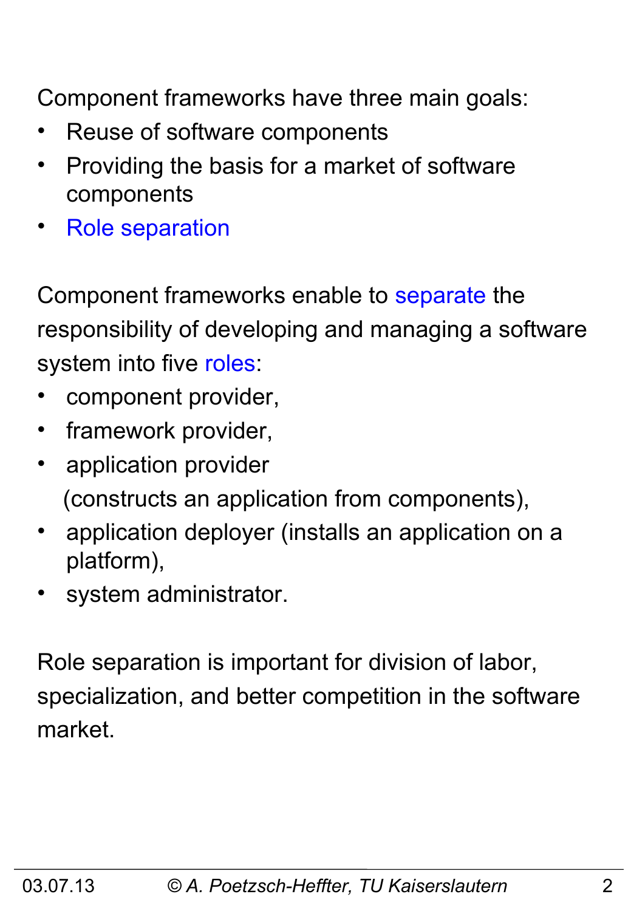Component frameworks have three main goals:

- Reuse of software components
- Providing the basis for a market of software components
- Role separation

Component frameworks enable to separate the responsibility of developing and managing a software system into five roles:

- component provider,
- framework provider,
- application provider (constructs an application from components),
- application deployer (installs an application on a platform),
- system administrator.

Role separation is important for division of labor, specialization, and better competition in the software market.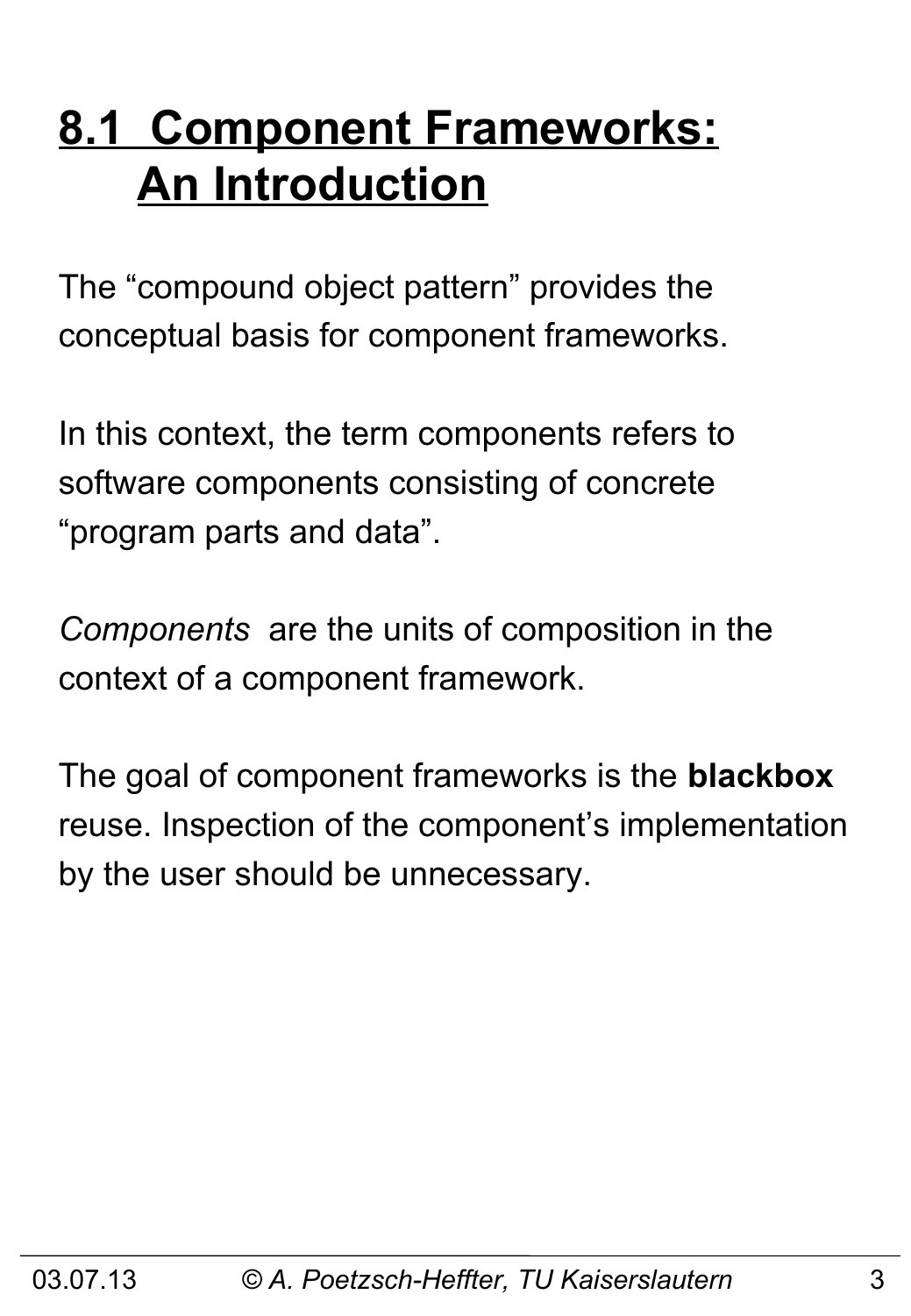# 8.1 Component Frameworks: An Introduction

The “compound object pattern” provides the conceptual basis for component frameworks.

In this context, the term components refers to software components consisting of concrete “program parts and data”.

*Components* are the units of composition in the context of a component framework.

The goal of component frameworks is the **blackbox** reuse. Inspection of the component’s implementation by the user should be unnecessary.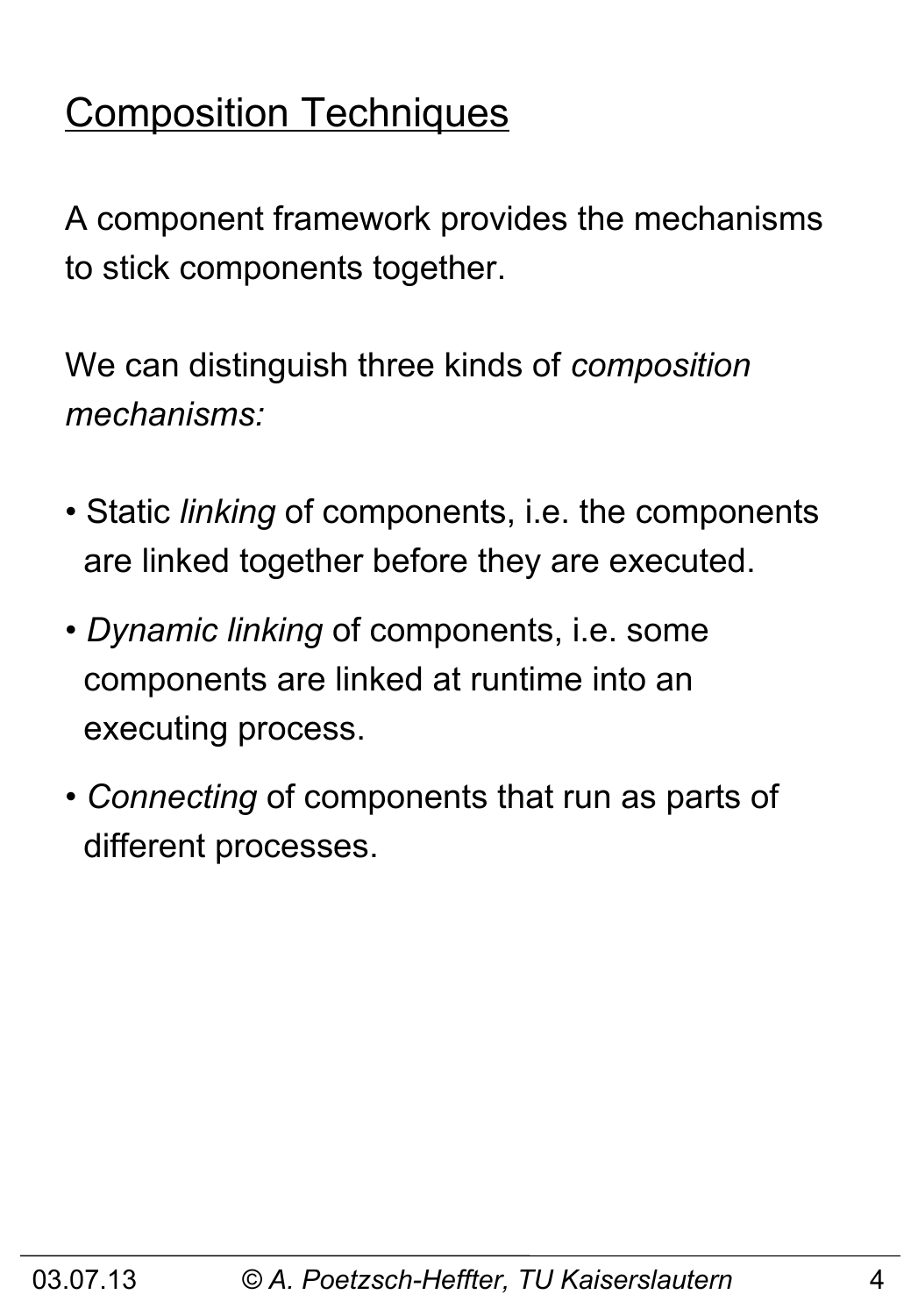## Composition Techniques

A component framework provides the mechanisms to stick components together.

We can distinguish three kinds of *composition mechanisms:*

- Static *linking* of components, i.e. the components are linked together before they are executed.
- *Dynamic linking* of components, i.e. some components are linked at runtime into an executing process.
- *Connecting* of components that run as parts of different processes.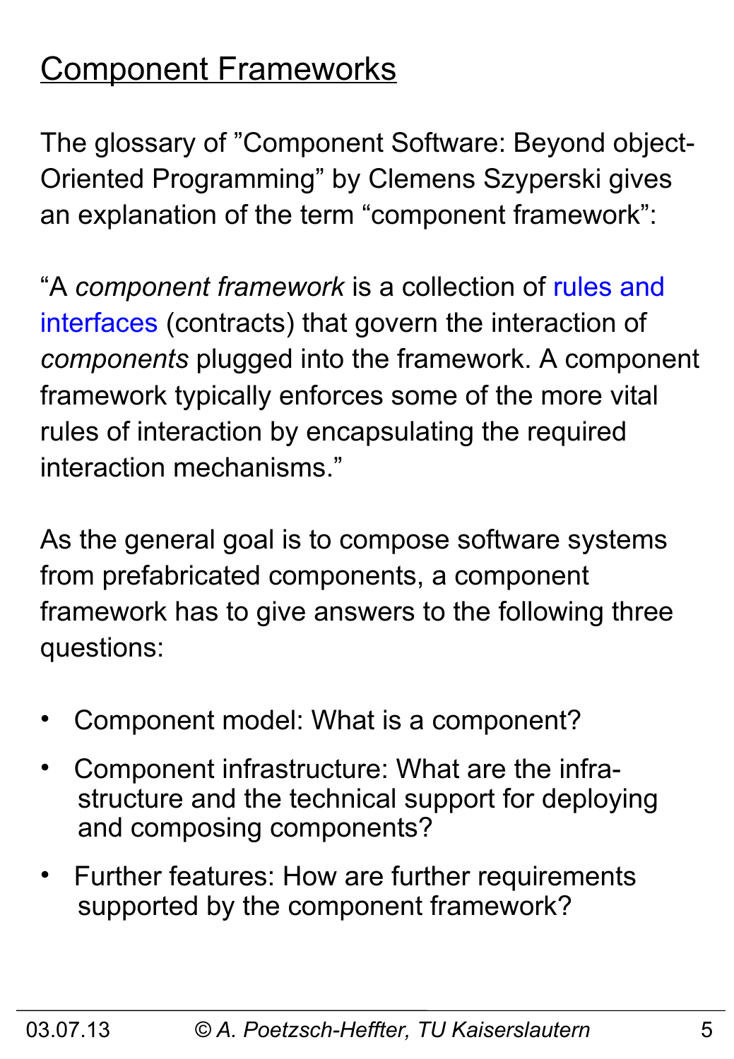# Component Frameworks

The glossary of ”Component Software: Beyond object-Oriented Programming” by Clemens Szyperski gives an explanation of the term “component framework”:

“A *component framework* is a collection of rules and interfaces (contracts) that govern the interaction of *components* plugged into the framework. A component framework typically enforces some of the more vital rules of interaction by encapsulating the required interaction mechanisms.”

As the general goal is to compose software systems from prefabricated components, a component framework has to give answers to the following three questions:

- Component model: What is a component?
- Component infrastructure: What are the infra-structure and the technical support for deploying and composing components?
- Further features: How are further requirements supported by the component framework?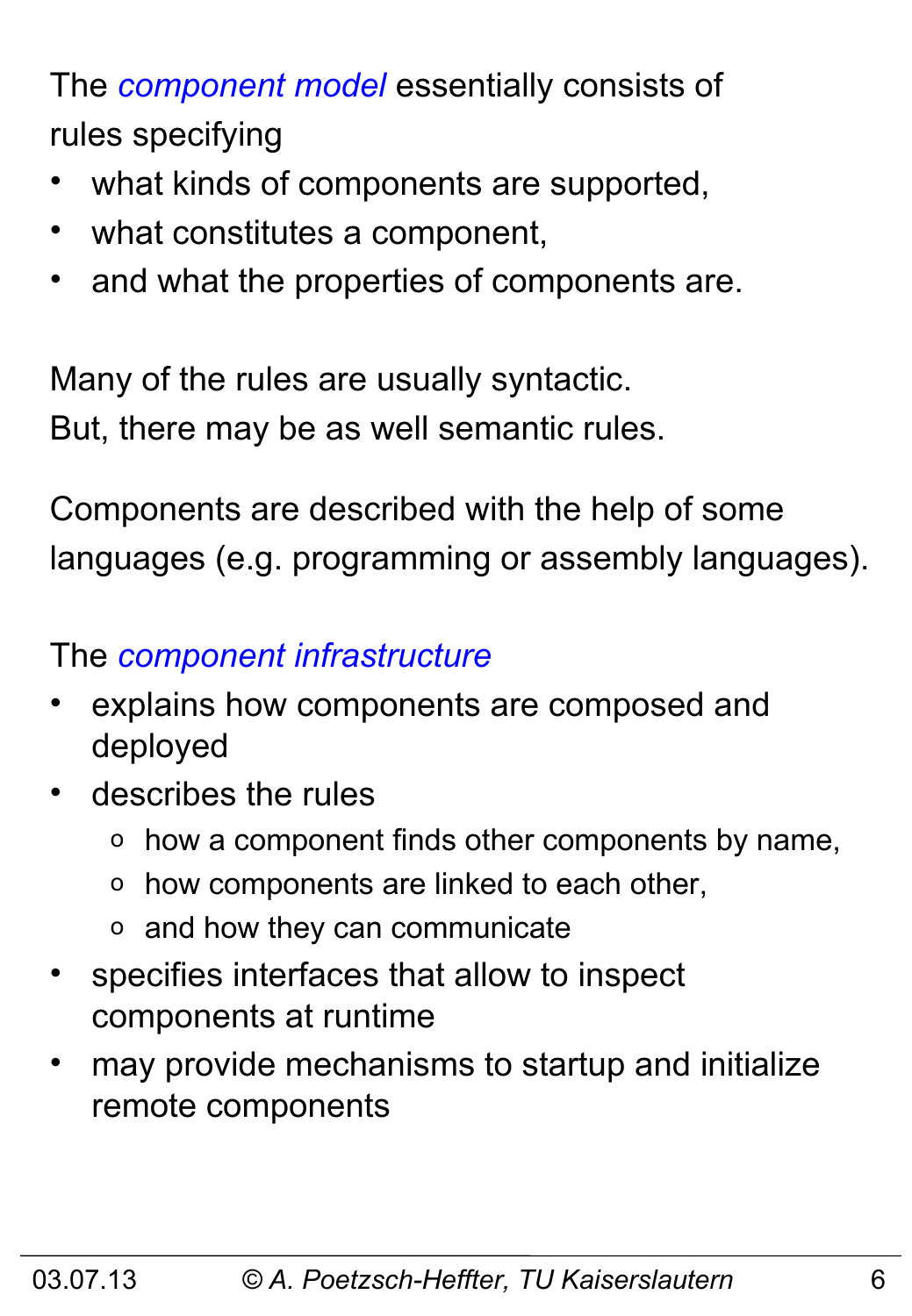The *component model* essentially consists of rules specifying

- what kinds of components are supported,
- what constitutes a component,
- and what the properties of components are.

Many of the rules are usually syntactic.
But, there may be as well semantic rules.

Components are described with the help of some languages (e.g. programming or assembly languages).

The *component infrastructure*

- explains how components are composed and deployed
- describes the rules
  - how a component finds other components by name,
  - how components are linked to each other,
  - and how they can communicate
- specifies interfaces that allow to inspect components at runtime
- may provide mechanisms to startup and initialize remote components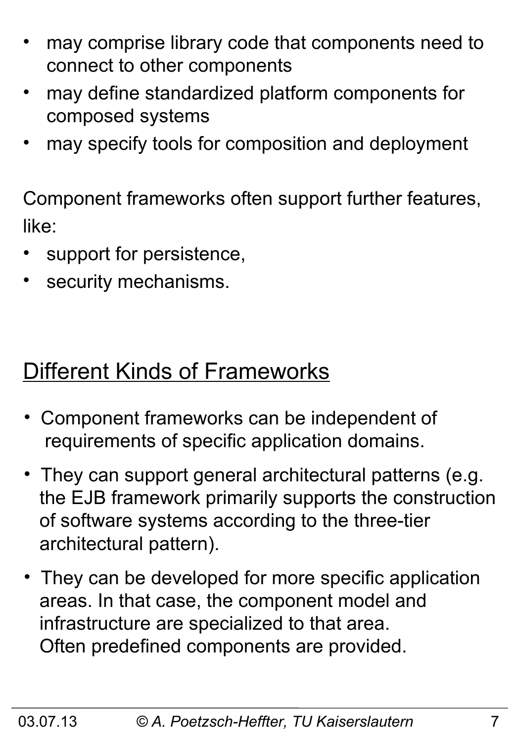- may comprise library code that components need to connect to other components
- may define standardized platform components for composed systems
- may specify tools for composition and deployment

Component frameworks often support further features, like:

- support for persistence,
- security mechanisms.

## Different Kinds of Frameworks

- Component frameworks can be independent of requirements of specific application domains.
- They can support general architectural patterns (e.g. the EJB framework primarily supports the construction of software systems according to the three-tier architectural pattern).
- They can be developed for more specific application areas. In that case, the component model and infrastructure are specialized to that area. Often predefined components are provided.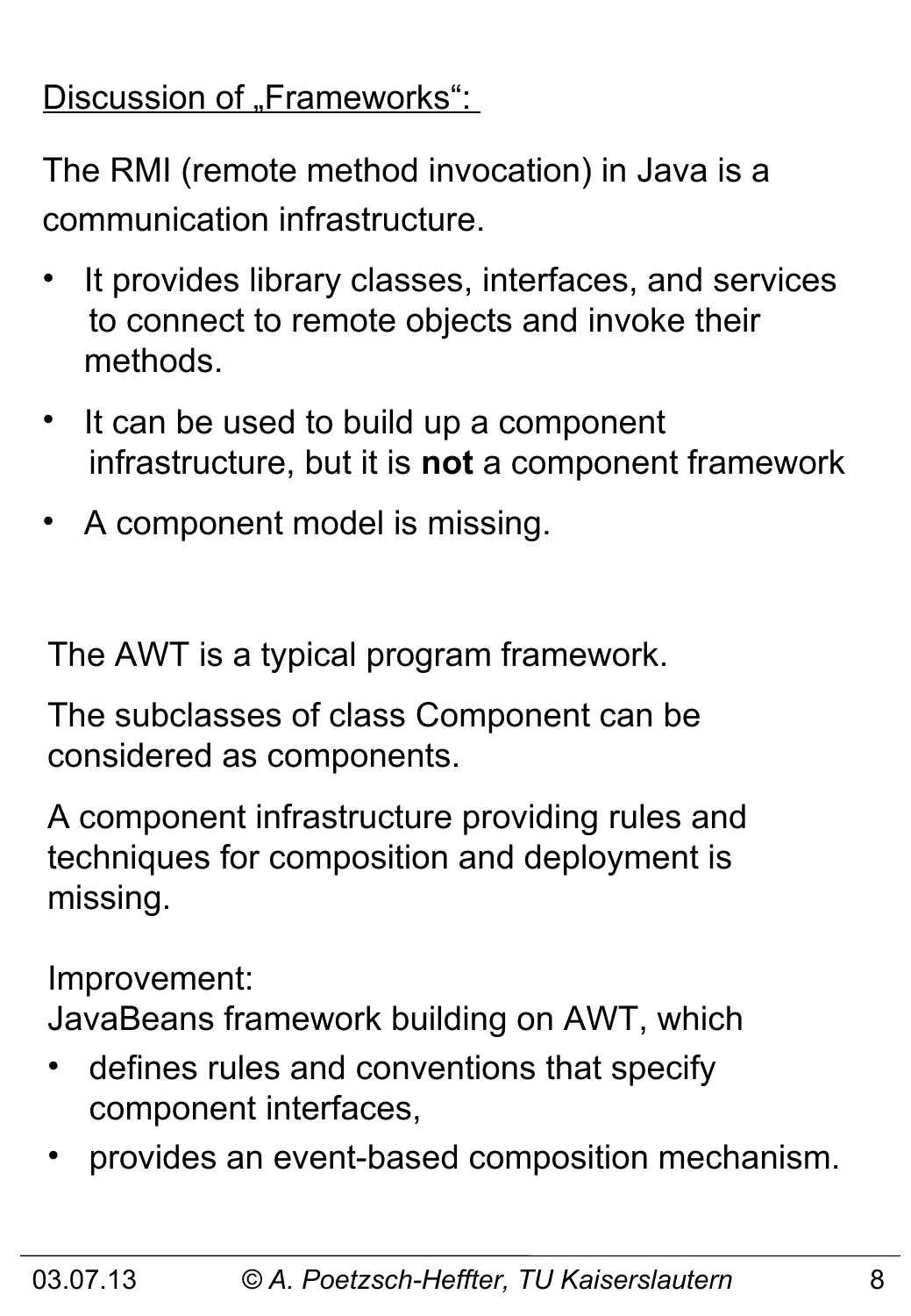Discussion of „Frameworks“:

The RMI (remote method invocation) in Java is a communication infrastructure.

- It provides library classes, interfaces, and services to connect to remote objects and invoke their methods.
- It can be used to build up a component infrastructure, but it is **not** a component framework
- A component model is missing.

The AWT is a typical program framework.

The subclasses of class Component can be considered as components.

A component infrastructure providing rules and techniques for composition and deployment is missing.

Improvement:
JavaBeans framework building on AWT, which

- defines rules and conventions that specify component interfaces,
- provides an event-based composition mechanism.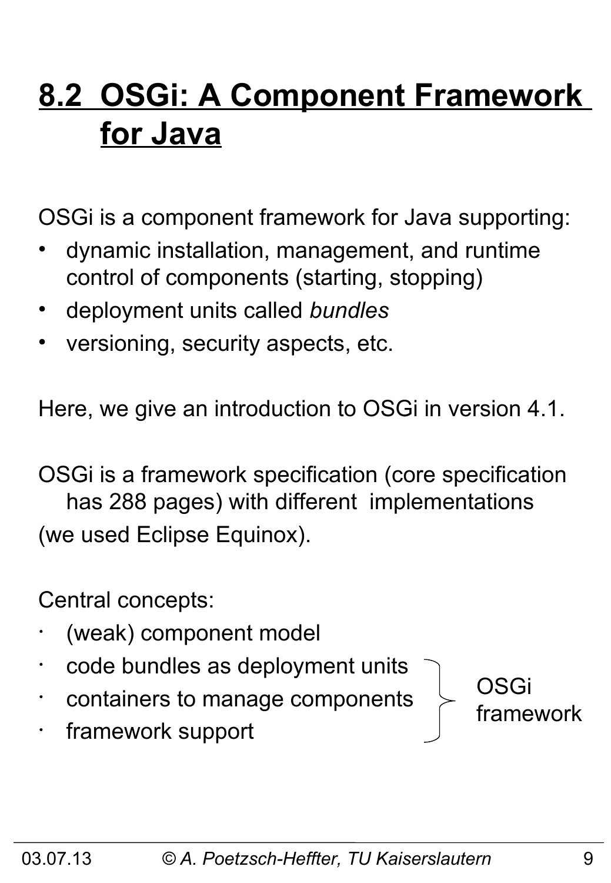# 8.2 OSGi: A Component Framework for Java

OSGi is a component framework for Java supporting:

- dynamic installation, management, and runtime control of components (starting, stopping)
- deployment units called *bundles*
- versioning, security aspects, etc.

Here, we give an introduction to OSGi in version 4.1.

OSGi is a framework specification (core specification has 288 pages) with different implementations (we used Eclipse Equinox).

Central concepts:

- (weak) component model
- code bundles as deployment units
- containers to manage components
- framework support

(The last three items are grouped by a brace labeled "OSGi framework".)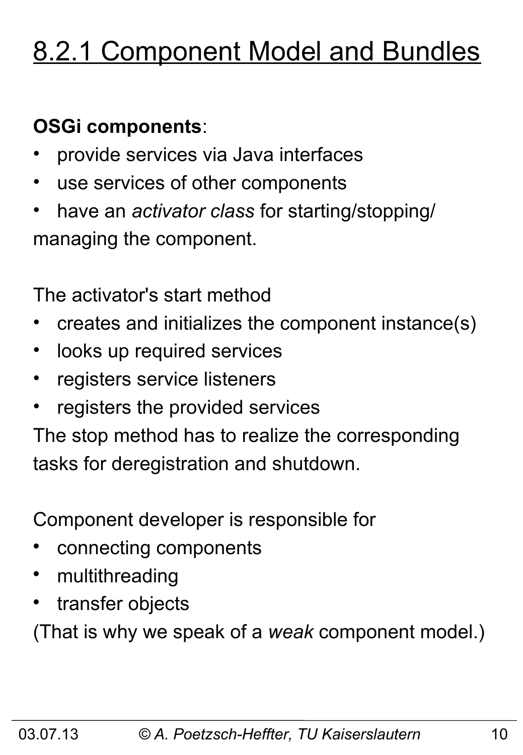# 8.2.1 Component Model and Bundles

**OSGi components**:

- provide services via Java interfaces
- use services of other components
- have an *activator class* for starting/stopping/ managing the component.

The activator's start method

- creates and initializes the component instance(s)
- looks up required services
- registers service listeners
- registers the provided services

The stop method has to realize the corresponding tasks for deregistration and shutdown.

Component developer is responsible for

- connecting components
- multithreading
- transfer objects

(That is why we speak of a *weak* component model.)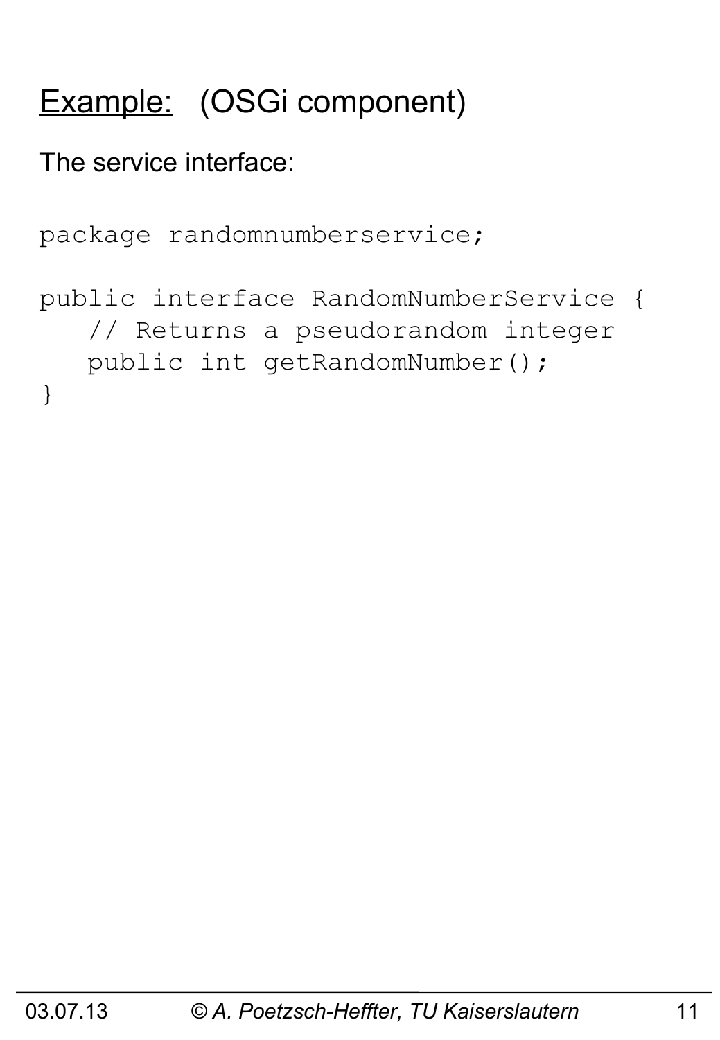## <u>Example:</u> (OSGi component)

The service interface:

```
package randomnumberservice;

public interface RandomNumberService {
   // Returns a pseudorandom integer
   public int getRandomNumber();
}
```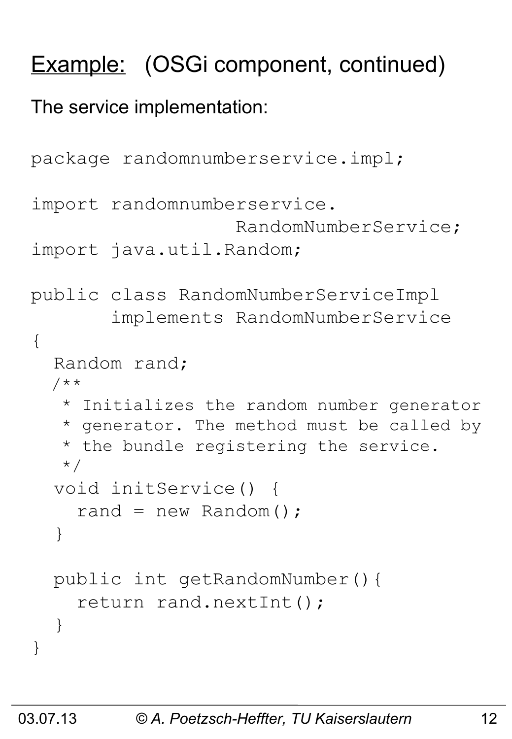# Example: (OSGi component, continued)

The service implementation:

```
package randomnumberservice.impl;

import randomnumberservice.
                  RandomNumberService;
import java.util.Random;

public class RandomNumberServiceImpl
       implements RandomNumberService
{
  Random rand;
  /**
   * Initializes the random number generator
   * generator. The method must be called by
   * the bundle registering the service.
   */
  void initService() {
    rand = new Random();
  }

  public int getRandomNumber(){
    return rand.nextInt();
  }
}
```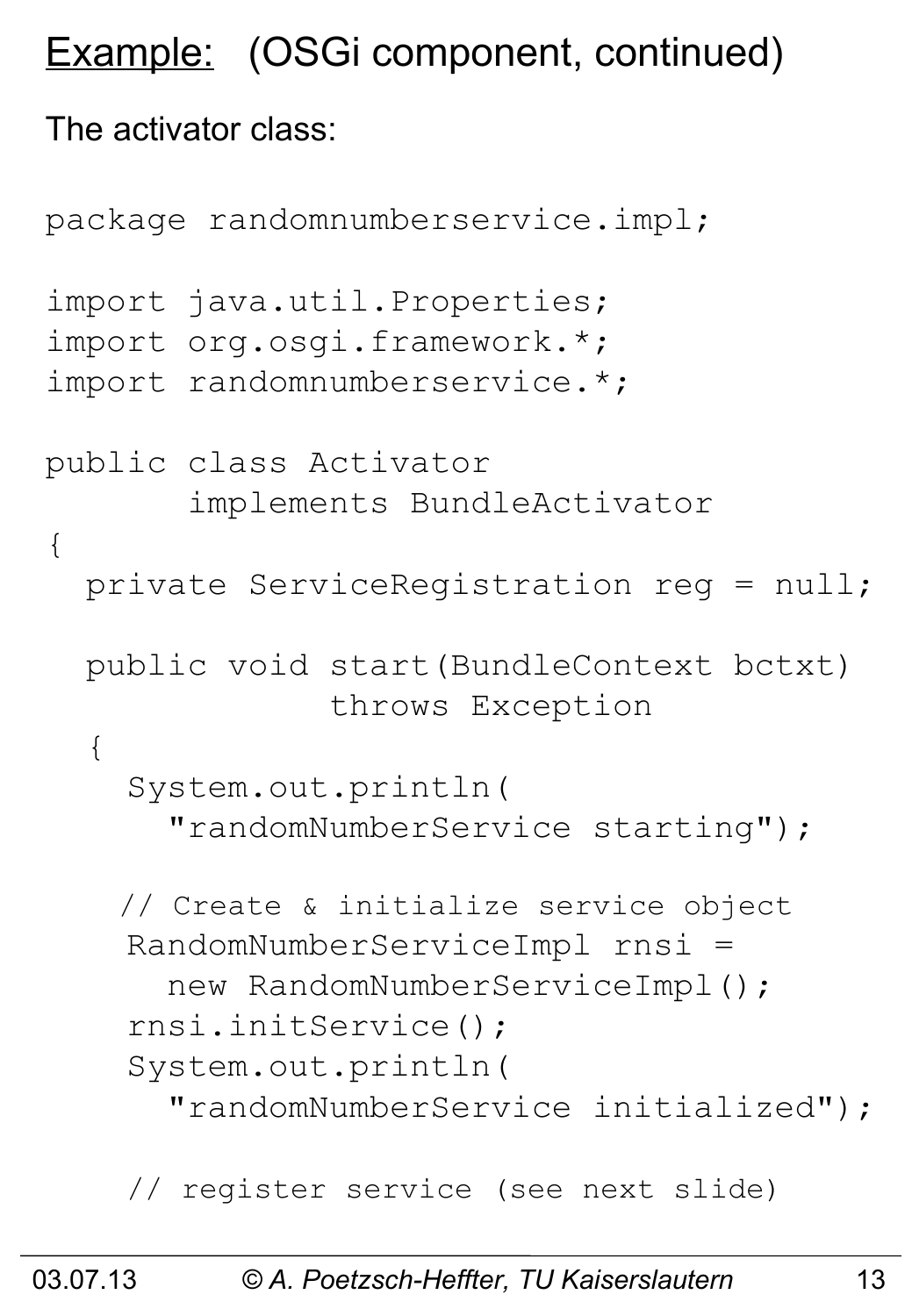## Example: (OSGi component, continued)

The activator class:

```
package randomnumberservice.impl;

import java.util.Properties;
import org.osgi.framework.*;
import randomnumberservice.*;

public class Activator
       implements BundleActivator
{
  private ServiceRegistration reg = null;

  public void start(BundleContext bctxt)
             throws Exception
  {
    System.out.println(
      "randomNumberService starting");

    // Create & initialize service object
    RandomNumberServiceImpl rnsi =
      new RandomNumberServiceImpl();
    rnsi.initService();
    System.out.println(
      "randomNumberService initialized");

    // register service (see next slide)
```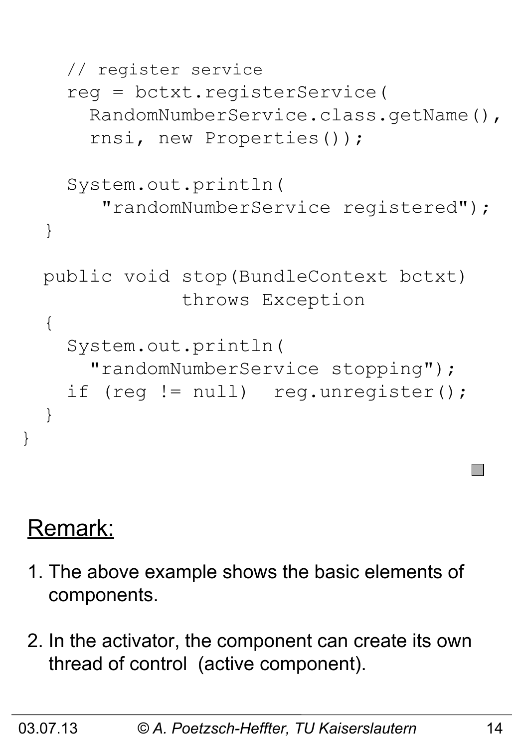```java
    // register service
    reg = bctxt.registerService(
      RandomNumberService.class.getName(),
      rnsi, new Properties());

    System.out.println(
       "randomNumberService registered");
  }

  public void stop(BundleContext bctxt)
              throws Exception
  {
    System.out.println(
      "randomNumberService stopping");
    if (reg != null)  reg.unregister();
  }
}
```

## Remark:

1. The above example shows the basic elements of components.

2. In the activator, the component can create its own thread of control (active component).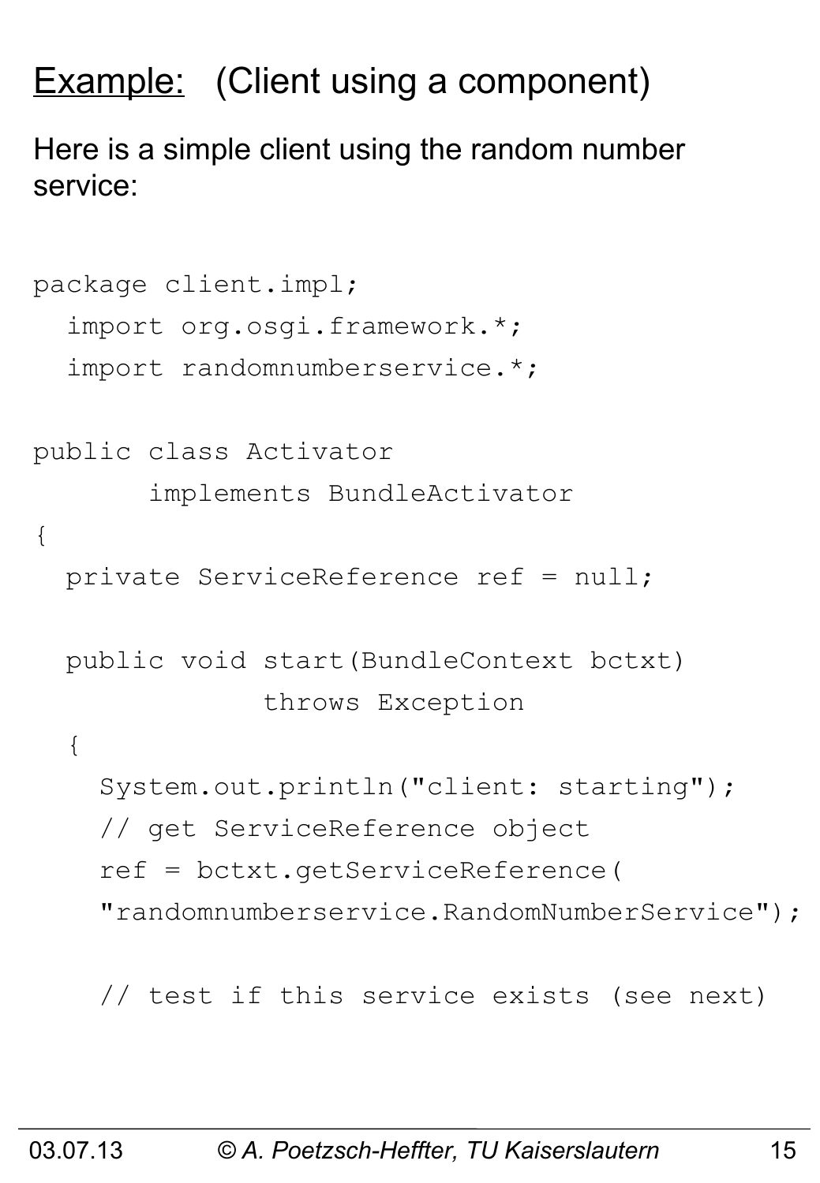## Example: (Client using a component)

Here is a simple client using the random number service:

```
package client.impl;
  import org.osgi.framework.*;
  import randomnumberservice.*;

public class Activator
       implements BundleActivator
{
  private ServiceReference ref = null;

  public void start(BundleContext bctxt)
            throws Exception
  {
    System.out.println("client: starting");
    // get ServiceReference object
    ref = bctxt.getServiceReference(
    "randomnumberservice.RandomNumberService");

    // test if this service exists (see next)
```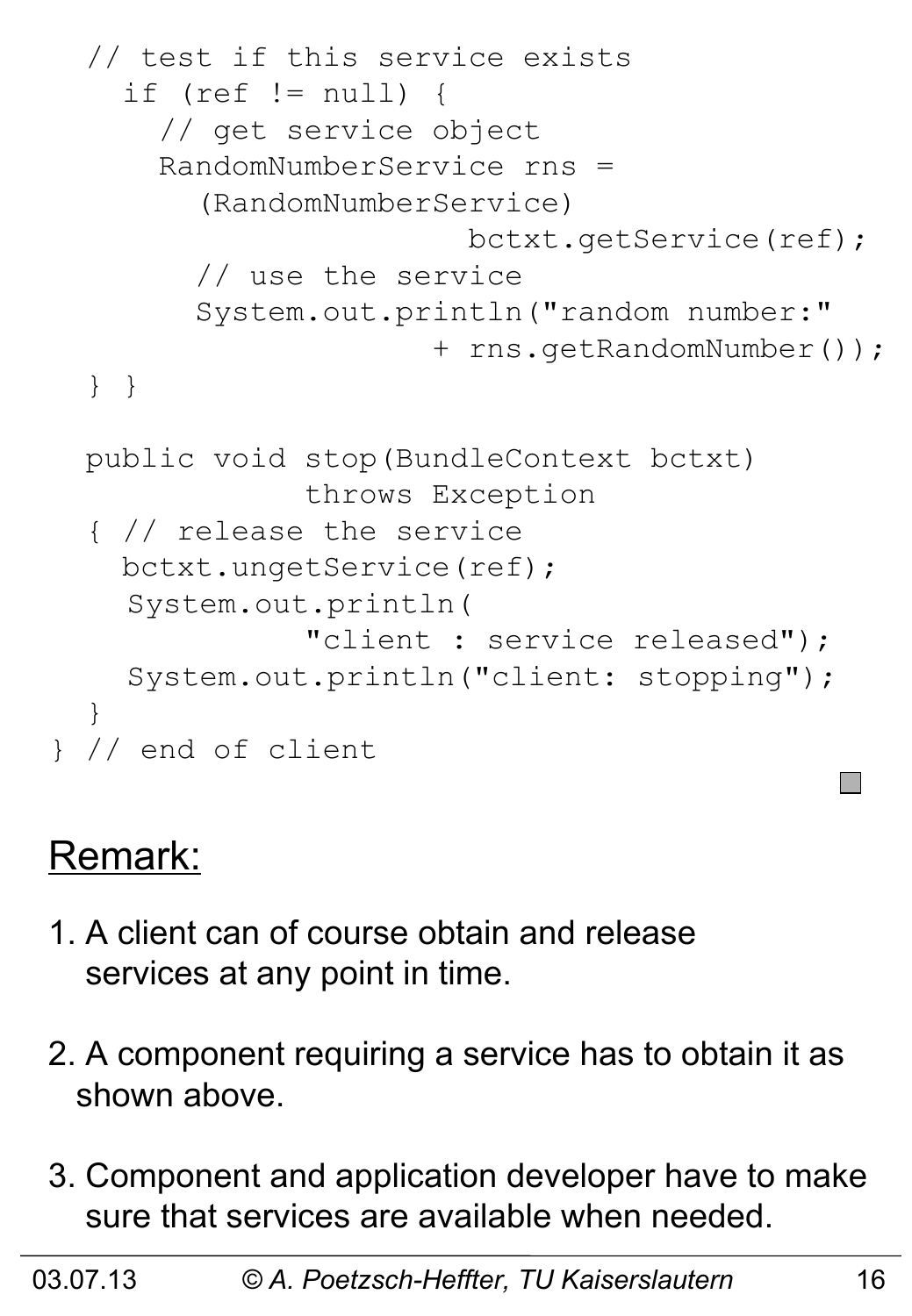```
  // test if this service exists
    if (ref != null) {
      // get service object
      RandomNumberService rns =
        (RandomNumberService)
                      bctxt.getService(ref);
        // use the service
        System.out.println("random number:"
                      + rns.getRandomNumber());
  } }

  public void stop(BundleContext bctxt)
              throws Exception
  { // release the service
    bctxt.ungetService(ref);
    System.out.println(
              "client : service released");
    System.out.println("client: stopping");
  }
} // end of client
```

## Remark:

1. A client can of course obtain and release services at any point in time.

2. A component requiring a service has to obtain it as shown above.

3. Component and application developer have to make sure that services are available when needed.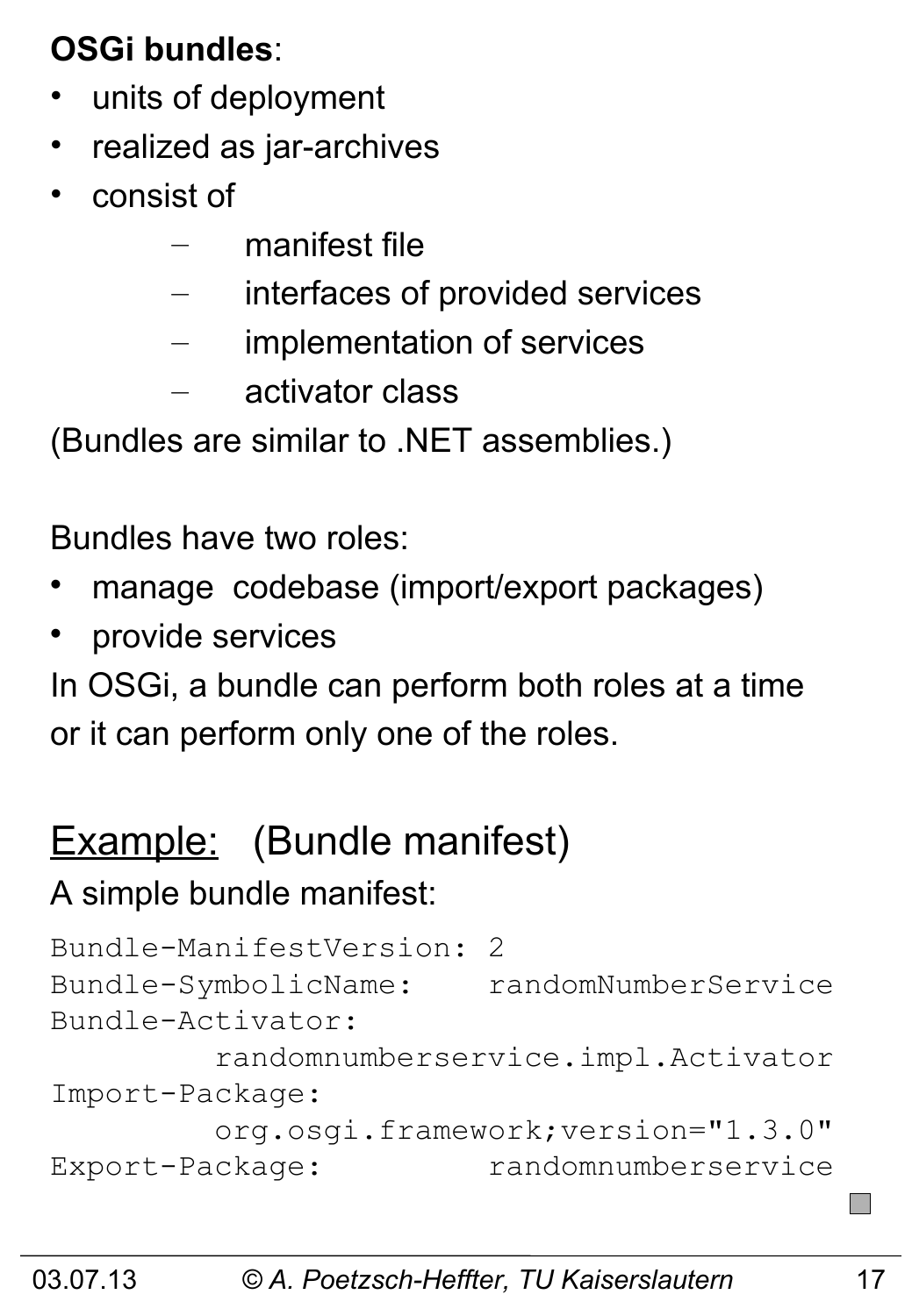**OSGi bundles**:

- units of deployment
- realized as jar-archives
- consist of
  - manifest file
  - interfaces of provided services
  - implementation of services
  - activator class

(Bundles are similar to .NET assemblies.)

Bundles have two roles:

- manage codebase (import/export packages)
- provide services

In OSGi, a bundle can perform both roles at a time or it can perform only one of the roles.

## Example: (Bundle manifest)

A simple bundle manifest:

```
Bundle-ManifestVersion: 2
Bundle-SymbolicName:    randomNumberService
Bundle-Activator:
         randomnumberservice.impl.Activator
Import-Package:
         org.osgi.framework;version="1.3.0"
Export-Package:         randomnumberservice
```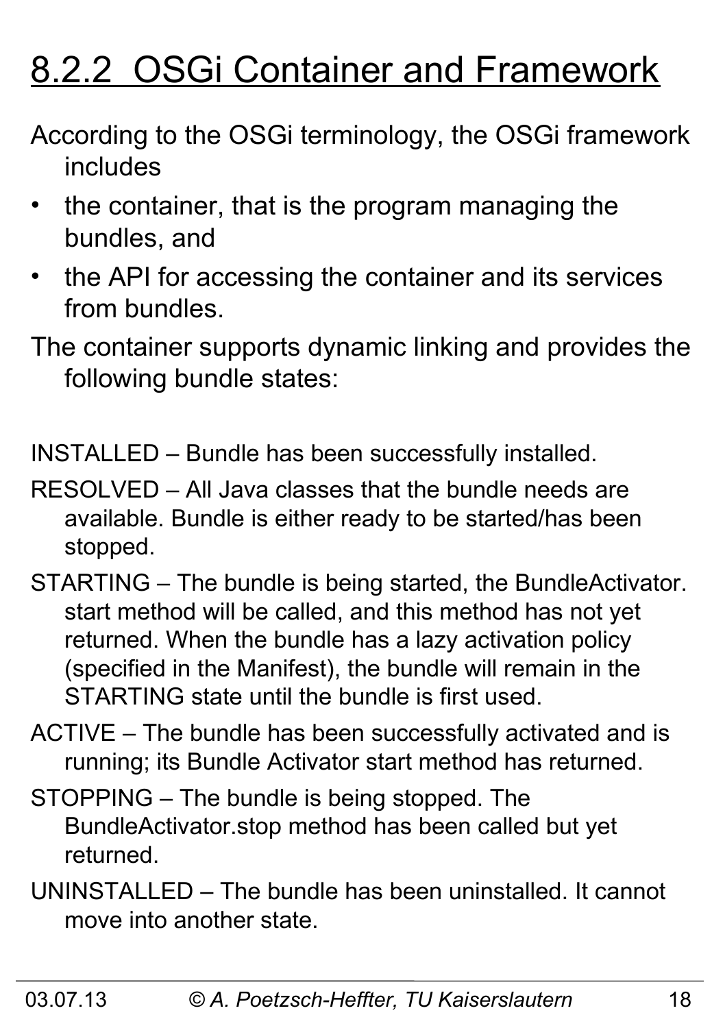# 8.2.2 OSGi Container and Framework

According to the OSGi terminology, the OSGi framework includes

- the container, that is the program managing the bundles, and
- the API for accessing the container and its services from bundles.

The container supports dynamic linking and provides the following bundle states:

INSTALLED – Bundle has been successfully installed.

RESOLVED – All Java classes that the bundle needs are available. Bundle is either ready to be started/has been stopped.

STARTING – The bundle is being started, the BundleActivator. start method will be called, and this method has not yet returned. When the bundle has a lazy activation policy (specified in the Manifest), the bundle will remain in the STARTING state until the bundle is first used.

ACTIVE – The bundle has been successfully activated and is running; its Bundle Activator start method has returned.

STOPPING – The bundle is being stopped. The BundleActivator.stop method has been called but yet returned.

UNINSTALLED – The bundle has been uninstalled. It cannot move into another state.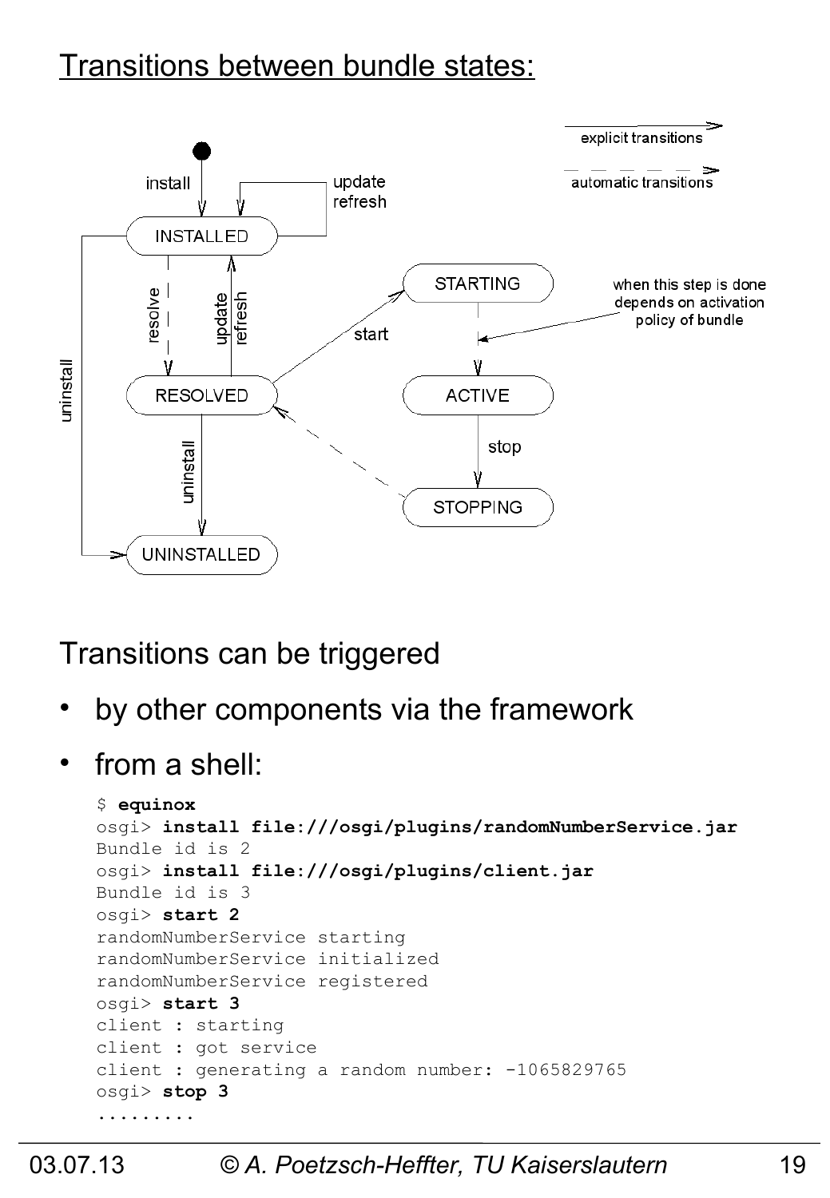## Transitions between bundle states:

Transitions can be triggered

- by other components via the framework
- from a shell:

```
$ equinox
osgi> install file:///osgi/plugins/randomNumberService.jar
Bundle id is 2
osgi> install file:///osgi/plugins/client.jar
Bundle id is 3
osgi> start 2
randomNumberService starting
randomNumberService initialized
randomNumberService registered
osgi> start 3
client : starting
client : got service
client : generating a random number: -1065829765
osgi> stop 3
.........
```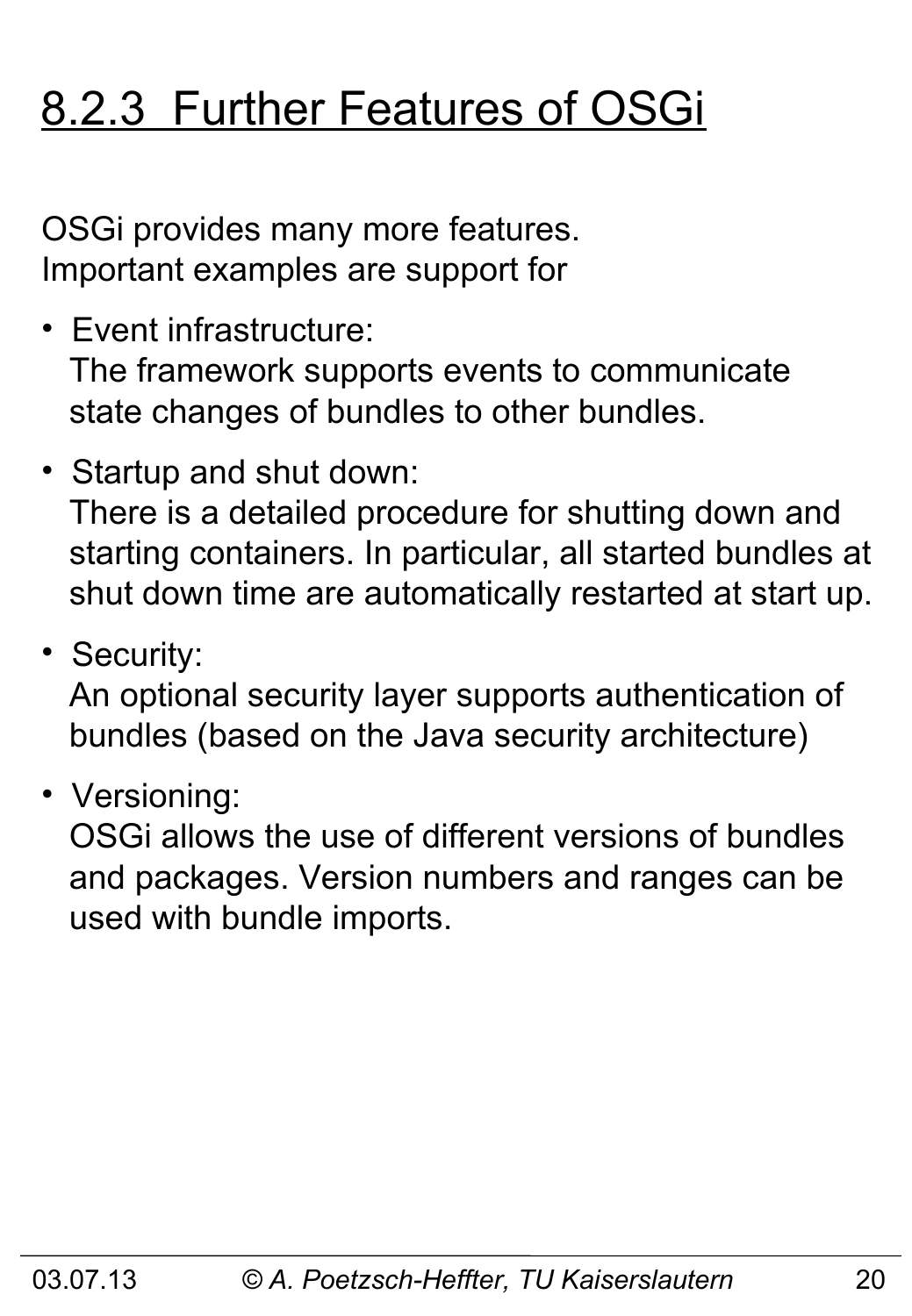# 8.2.3 Further Features of OSGi

OSGi provides many more features.
Important examples are support for

- Event infrastructure:
  The framework supports events to communicate state changes of bundles to other bundles.
- Startup and shut down:
  There is a detailed procedure for shutting down and starting containers. In particular, all started bundles at shut down time are automatically restarted at start up.
- Security:
  An optional security layer supports authentication of bundles (based on the Java security architecture)
- Versioning:
  OSGi allows the use of different versions of bundles and packages. Version numbers and ranges can be used with bundle imports.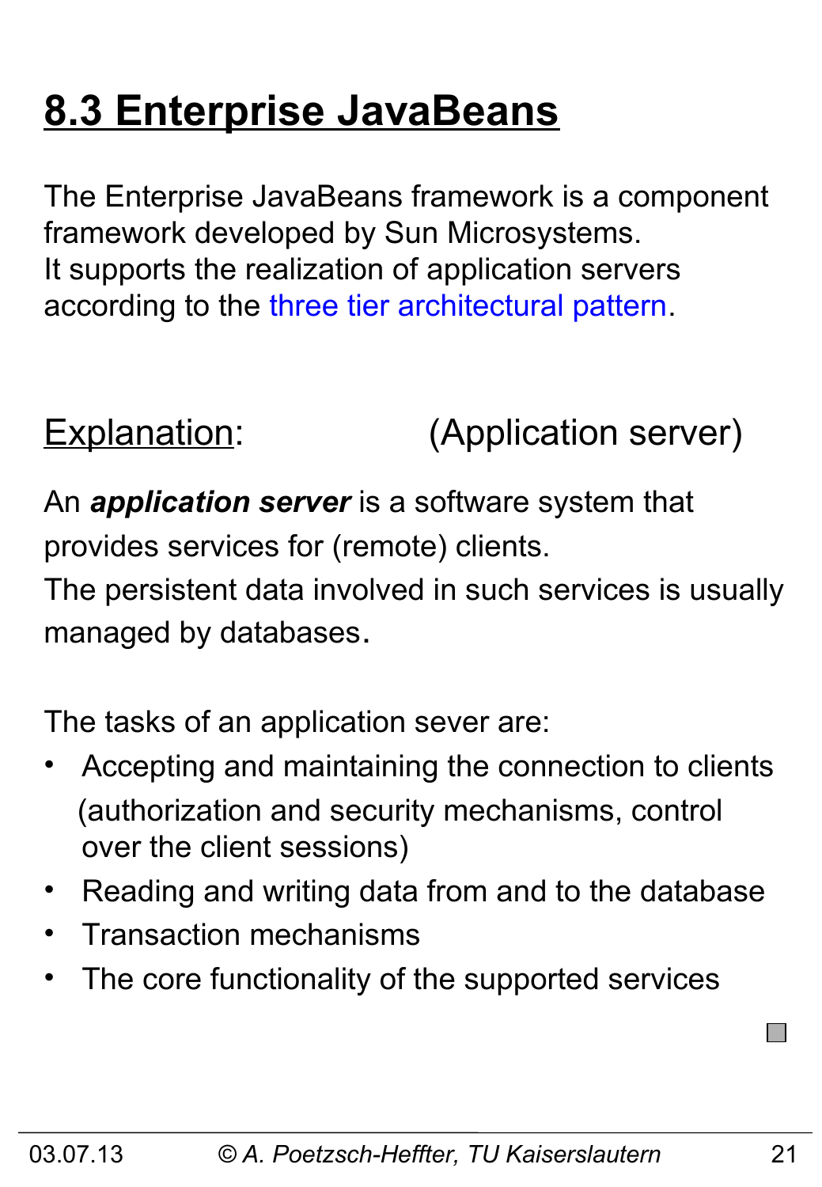# 8.3 Enterprise JavaBeans

The Enterprise JavaBeans framework is a component framework developed by Sun Microsystems.
It supports the realization of application servers according to the three tier architectural pattern.

Explanation: (Application server)

An ***application server*** is a software system that provides services for (remote) clients.
The persistent data involved in such services is usually managed by databases.

The tasks of an application sever are:

- Accepting and maintaining the connection to clients (authorization and security mechanisms, control over the client sessions)
- Reading and writing data from and to the database
- Transaction mechanisms
- The core functionality of the supported services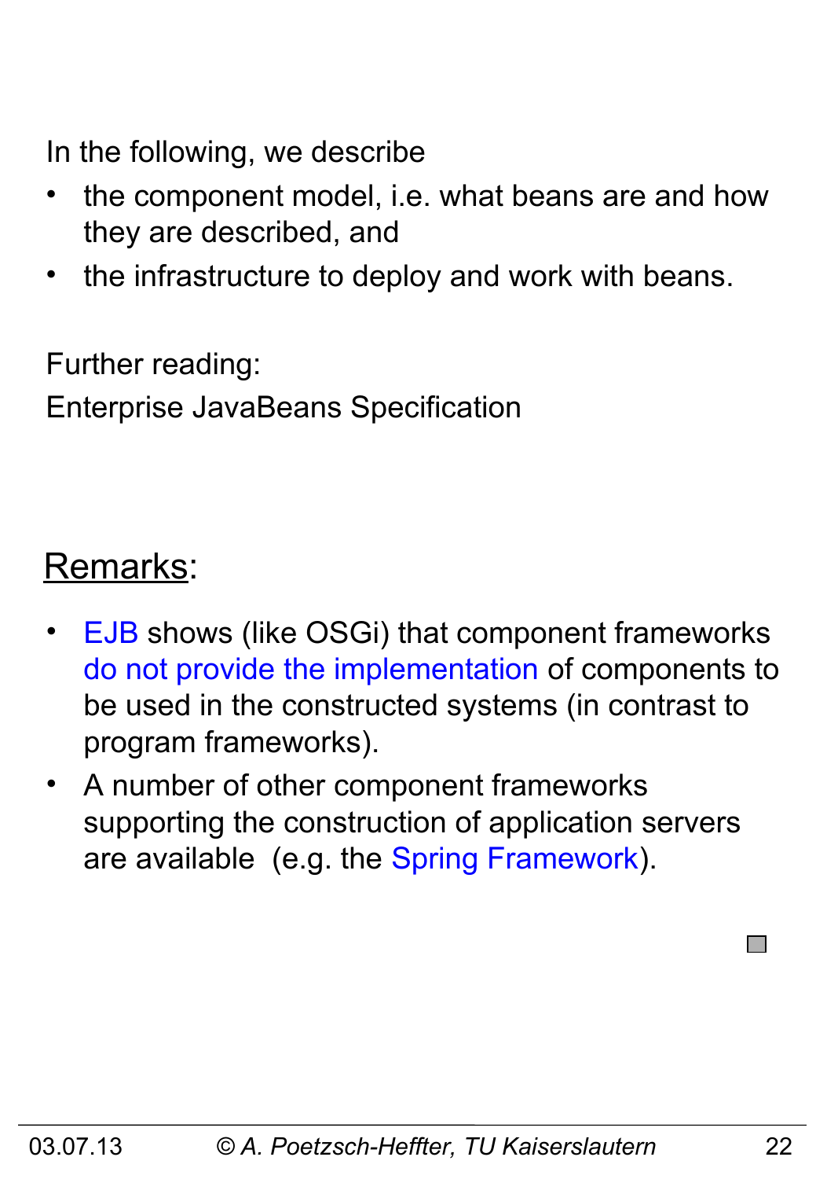In the following, we describe

- the component model, i.e. what beans are and how they are described, and
- the infrastructure to deploy and work with beans.

Further reading:
Enterprise JavaBeans Specification

## Remarks:

- EJB shows (like OSGi) that component frameworks do not provide the implementation of components to be used in the constructed systems (in contrast to program frameworks).
- A number of other component frameworks supporting the construction of application servers are available (e.g. the Spring Framework).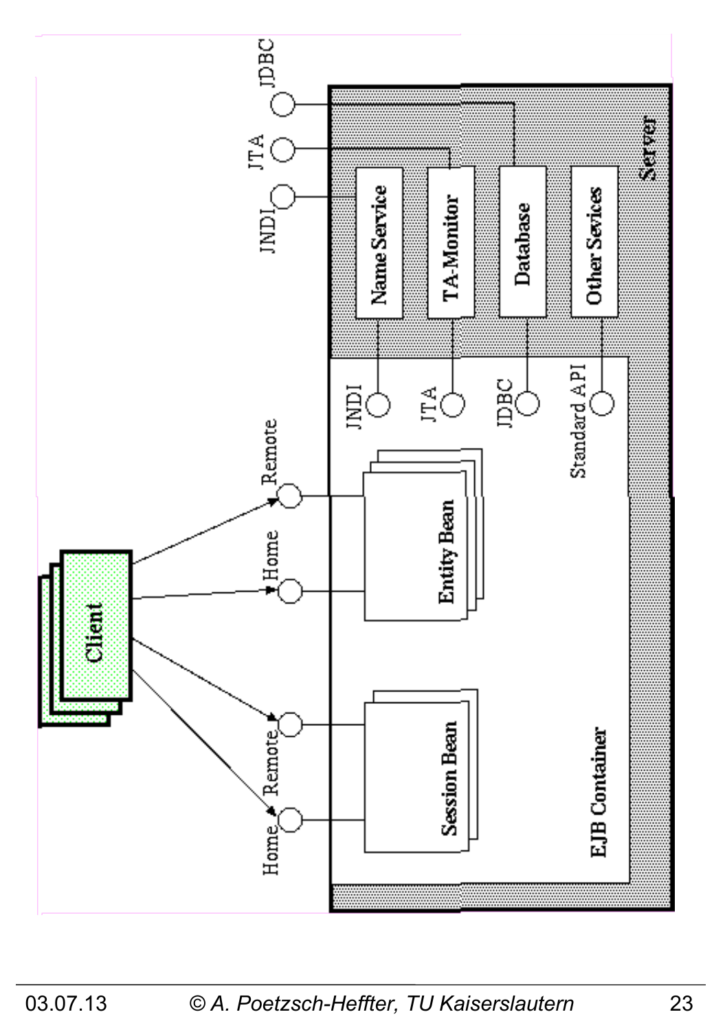Client

Home, Remote → Session Bean

Home, Remote → Entity Bean

EJB Container

- JNDI
- JTA
- JDBC
- Standard API

Server

- Name Service — JNDI
- TA-Monitor — JTA
- Database — JDBC
- Other Sevices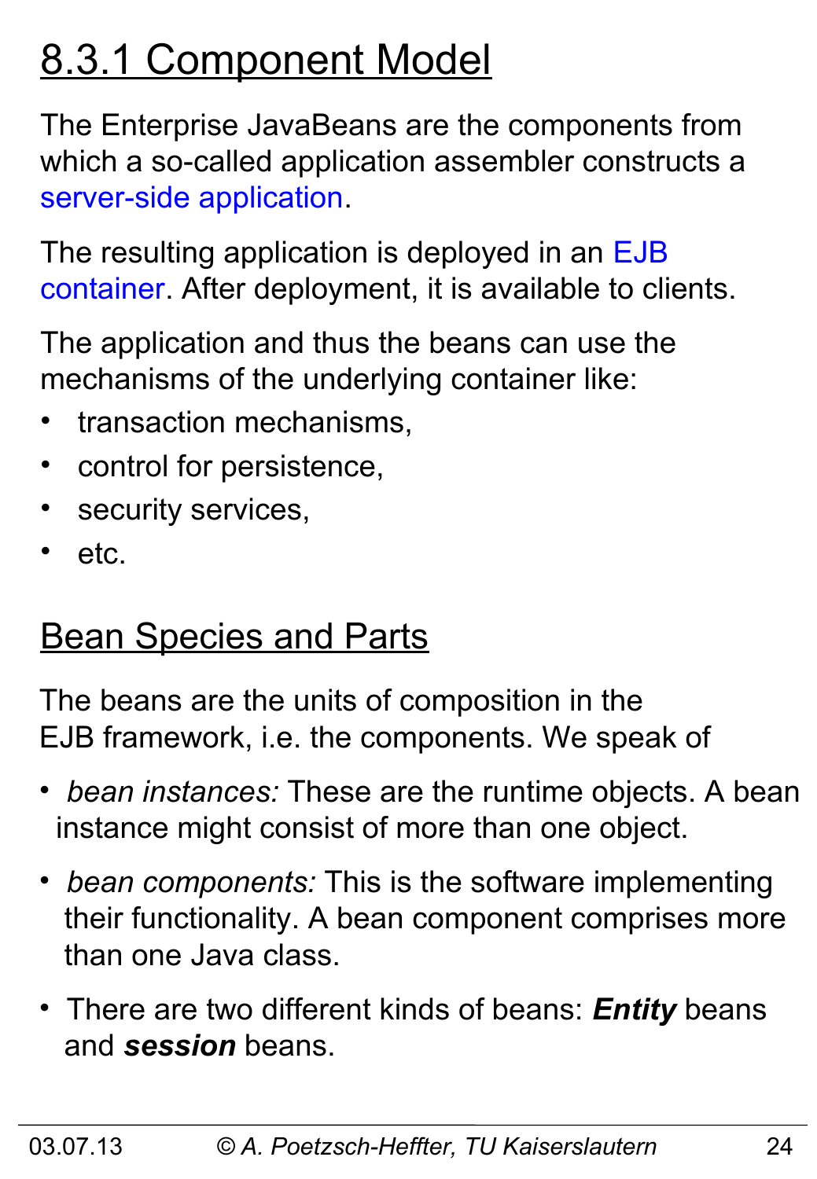## 8.3.1 Component Model

The Enterprise JavaBeans are the components from which a so-called application assembler constructs a server-side application.

The resulting application is deployed in an EJB container. After deployment, it is available to clients.

The application and thus the beans can use the mechanisms of the underlying container like:

- transaction mechanisms,
- control for persistence,
- security services,
- etc.

## Bean Species and Parts

The beans are the units of composition in the EJB framework, i.e. the components. We speak of

- *bean instances:* These are the runtime objects. A bean instance might consist of more than one object.
- *bean components:* This is the software implementing their functionality. A bean component comprises more than one Java class.
- There are two different kinds of beans: ***Entity*** beans and ***session*** beans.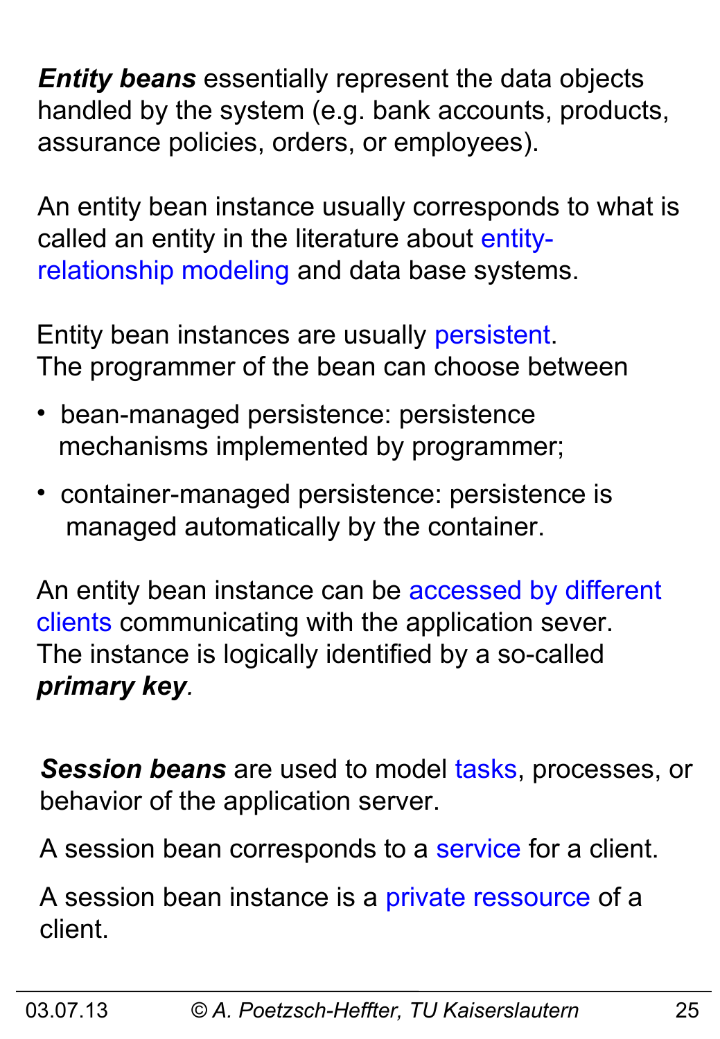***Entity beans*** essentially represent the data objects handled by the system (e.g. bank accounts, products, assurance policies, orders, or employees).

An entity bean instance usually corresponds to what is called an entity in the literature about entity-relationship modeling and data base systems.

Entity bean instances are usually persistent.
The programmer of the bean can choose between

- bean-managed persistence: persistence mechanisms implemented by programmer;
- container-managed persistence: persistence is managed automatically by the container.

An entity bean instance can be accessed by different clients communicating with the application sever.
The instance is logically identified by a so-called ***primary key***.

***Session beans*** are used to model tasks, processes, or behavior of the application server.

A session bean corresponds to a service for a client.

A session bean instance is a private ressource of a client.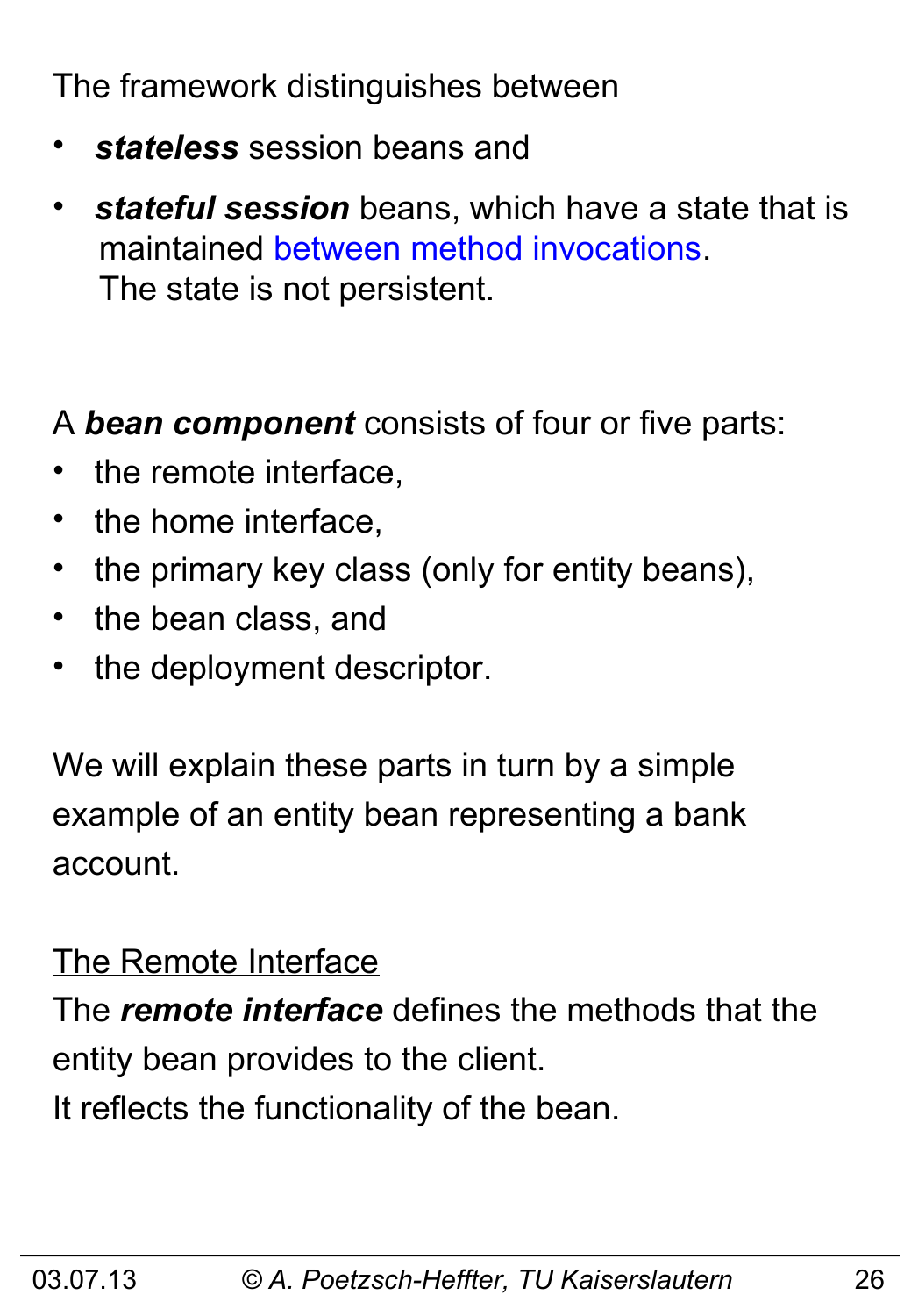The framework distinguishes between

- ***stateless*** session beans and
- ***stateful session*** beans, which have a state that is maintained between method invocations. The state is not persistent.

A ***bean component*** consists of four or five parts:

- the remote interface,
- the home interface,
- the primary key class (only for entity beans),
- the bean class, and
- the deployment descriptor.

We will explain these parts in turn by a simple example of an entity bean representing a bank account.

<u>The Remote Interface</u>

The ***remote interface*** defines the methods that the entity bean provides to the client.
It reflects the functionality of the bean.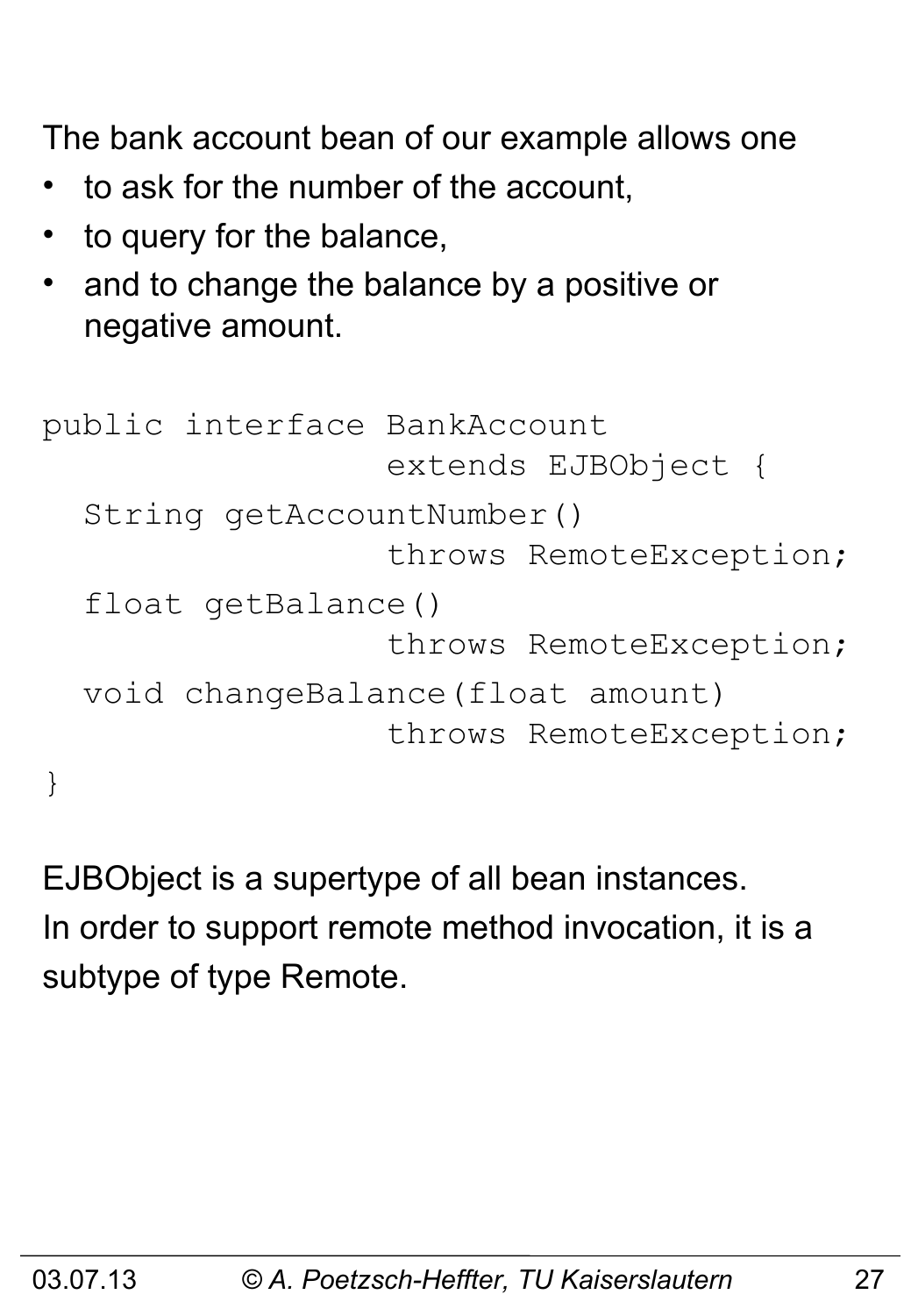The bank account bean of our example allows one

- to ask for the number of the account,
- to query for the balance,
- and to change the balance by a positive or negative amount.

```
public interface BankAccount
                 extends EJBObject {
  String getAccountNumber()
                 throws RemoteException;
  float getBalance()
                 throws RemoteException;
  void changeBalance(float amount)
                 throws RemoteException;
}
```

EJBObject is a supertype of all bean instances.
In order to support remote method invocation, it is a subtype of type Remote.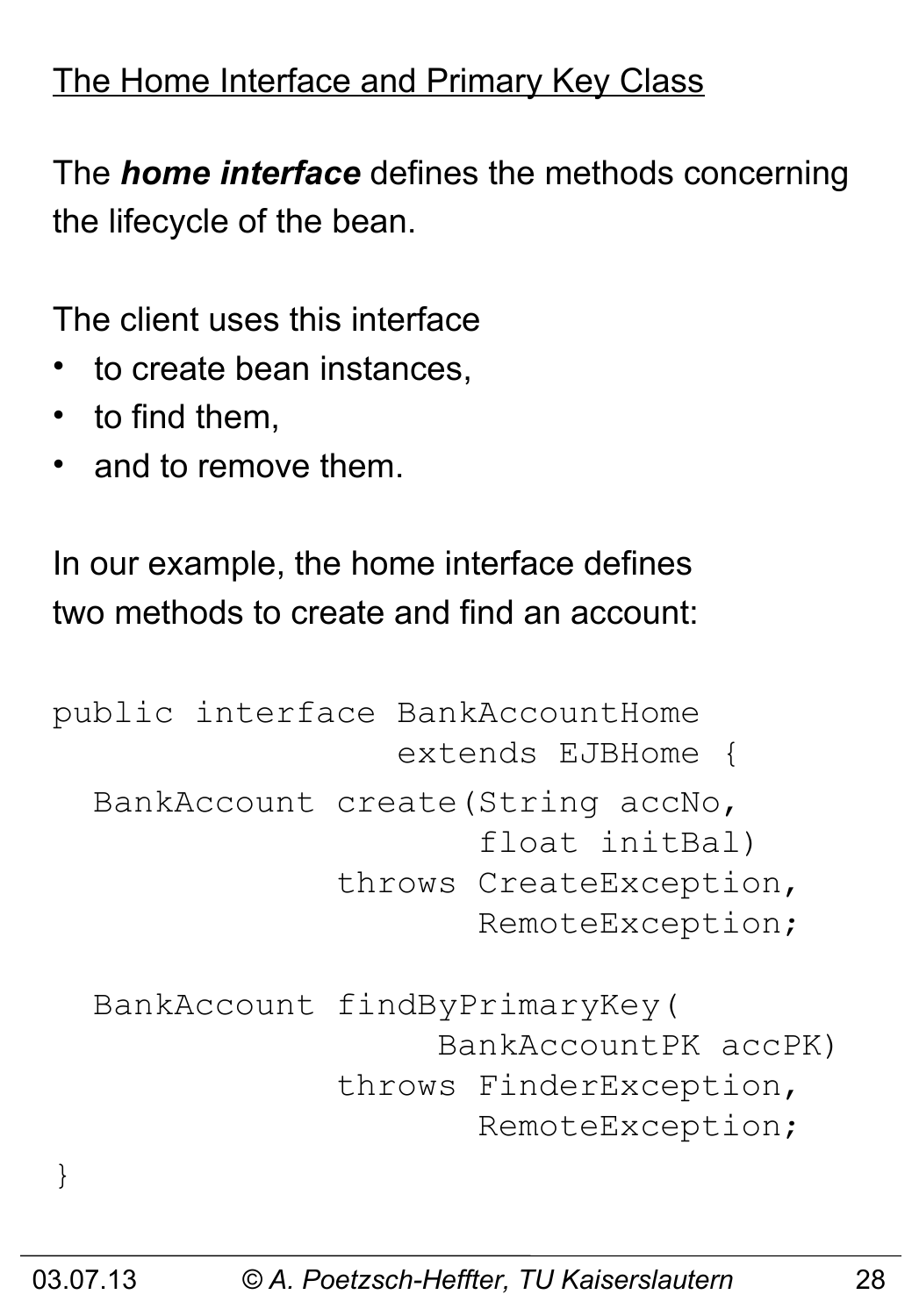## The Home Interface and Primary Key Class

The ***home interface*** defines the methods concerning the lifecycle of the bean.

The client uses this interface

- to create bean instances,
- to find them,
- and to remove them.

In our example, the home interface defines two methods to create and find an account:

```
public interface BankAccountHome
                 extends EJBHome {
  BankAccount create(String accNo,
                     float initBal)
              throws CreateException,
                     RemoteException;

  BankAccount findByPrimaryKey(
                   BankAccountPK accPK)
              throws FinderException,
                     RemoteException;
}
```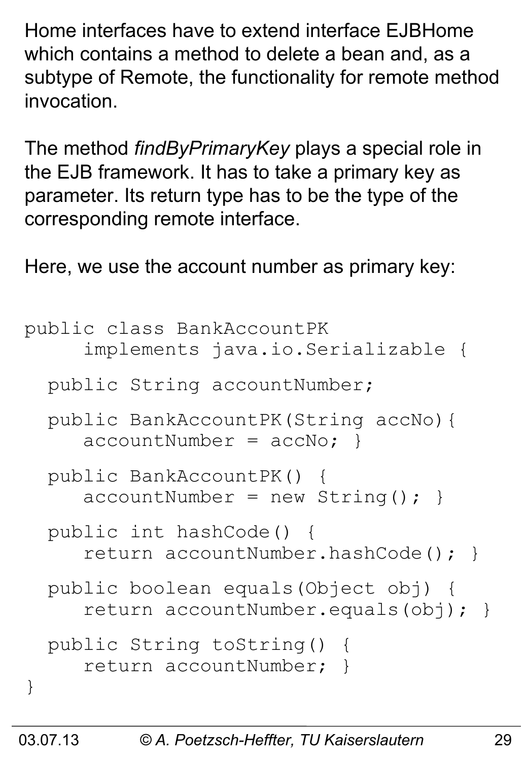Home interfaces have to extend interface EJBHome which contains a method to delete a bean and, as a subtype of Remote, the functionality for remote method invocation.

The method *findByPrimaryKey* plays a special role in the EJB framework. It has to take a primary key as parameter. Its return type has to be the type of the corresponding remote interface.

Here, we use the account number as primary key:

```
public class BankAccountPK
     implements java.io.Serializable {

  public String accountNumber;

  public BankAccountPK(String accNo){
     accountNumber = accNo; }

  public BankAccountPK() {
     accountNumber = new String(); }

  public int hashCode() {
     return accountNumber.hashCode(); }

  public boolean equals(Object obj) {
     return accountNumber.equals(obj); }

  public String toString() {
     return accountNumber; }
}
```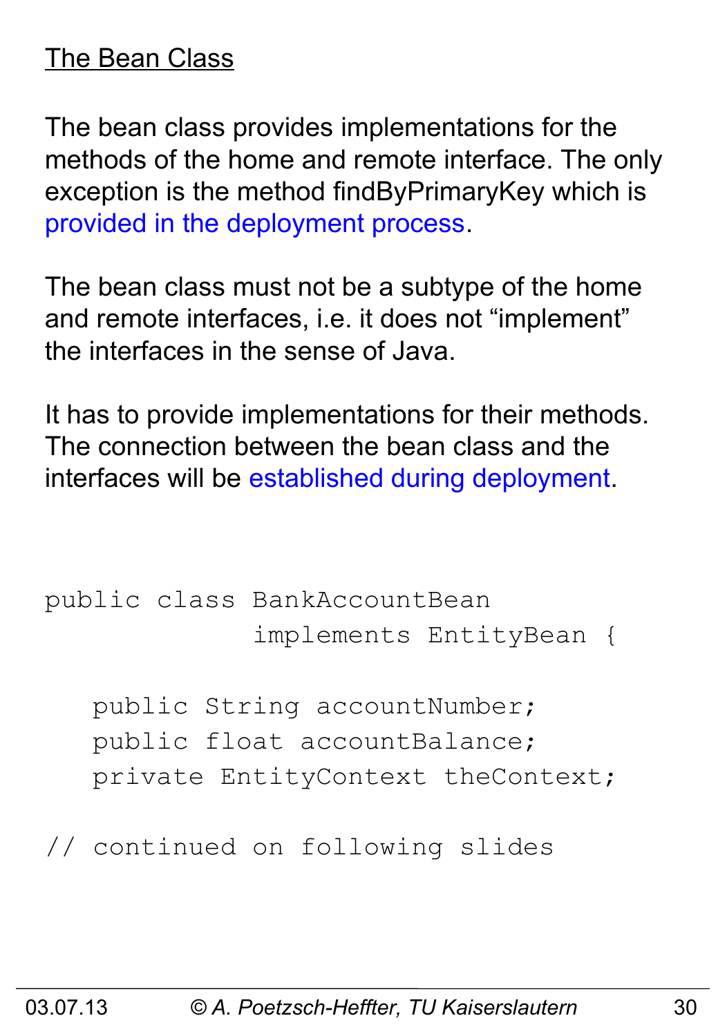## The Bean Class

The bean class provides implementations for the methods of the home and remote interface. The only exception is the method findByPrimaryKey which is provided in the deployment process.

The bean class must not be a subtype of the home and remote interfaces, i.e. it does not "implement" the interfaces in the sense of Java.

It has to provide implementations for their methods. The connection between the bean class and the interfaces will be established during deployment.

```
public class BankAccountBean
             implements EntityBean {

   public String accountNumber;
   public float accountBalance;
   private EntityContext theContext;

// continued on following slides
```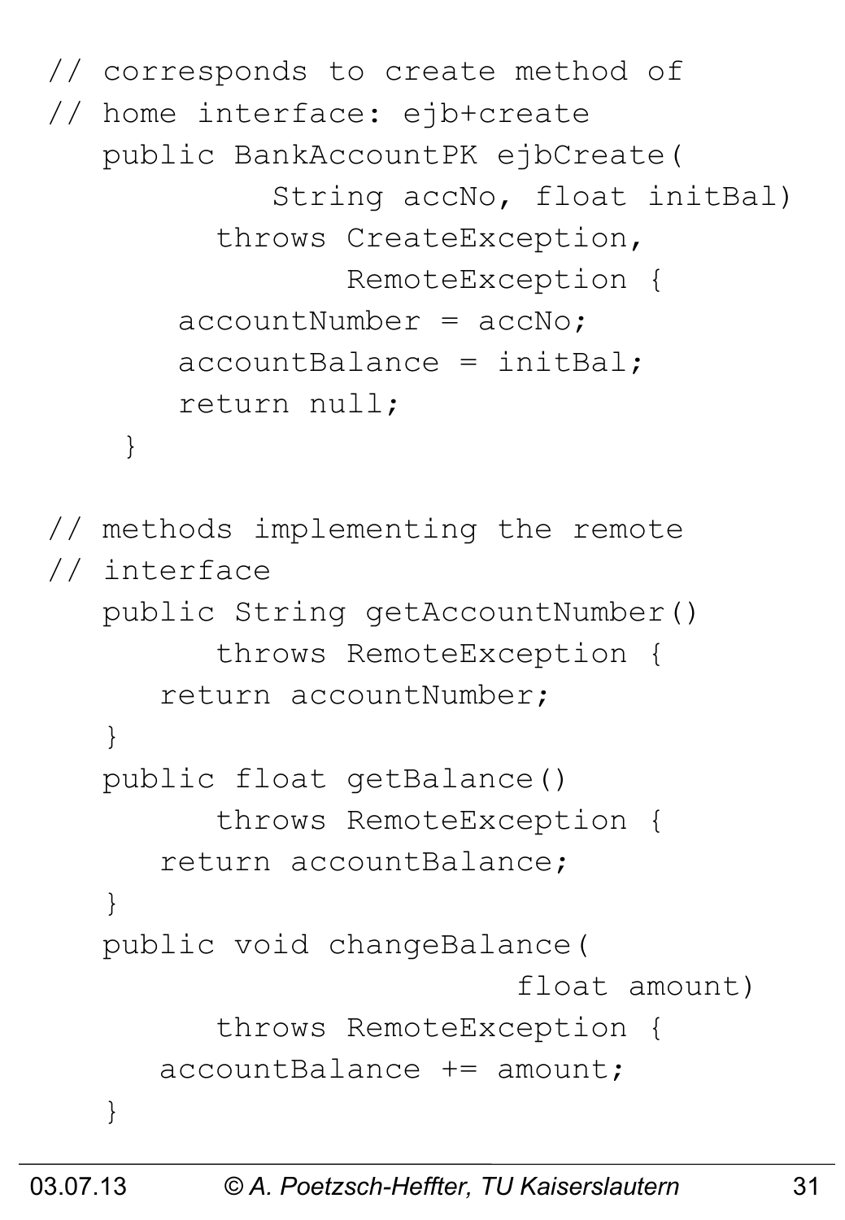```
// corresponds to create method of
// home interface: ejb+create
   public BankAccountPK ejbCreate(
            String accNo, float initBal)
         throws CreateException,
                RemoteException {
       accountNumber = accNo;
       accountBalance = initBal;
       return null;
    }

// methods implementing the remote
// interface
   public String getAccountNumber()
         throws RemoteException {
      return accountNumber;
   }
   public float getBalance()
         throws RemoteException {
      return accountBalance;
   }
   public void changeBalance(
                      float amount)
         throws RemoteException {
      accountBalance += amount;
   }
```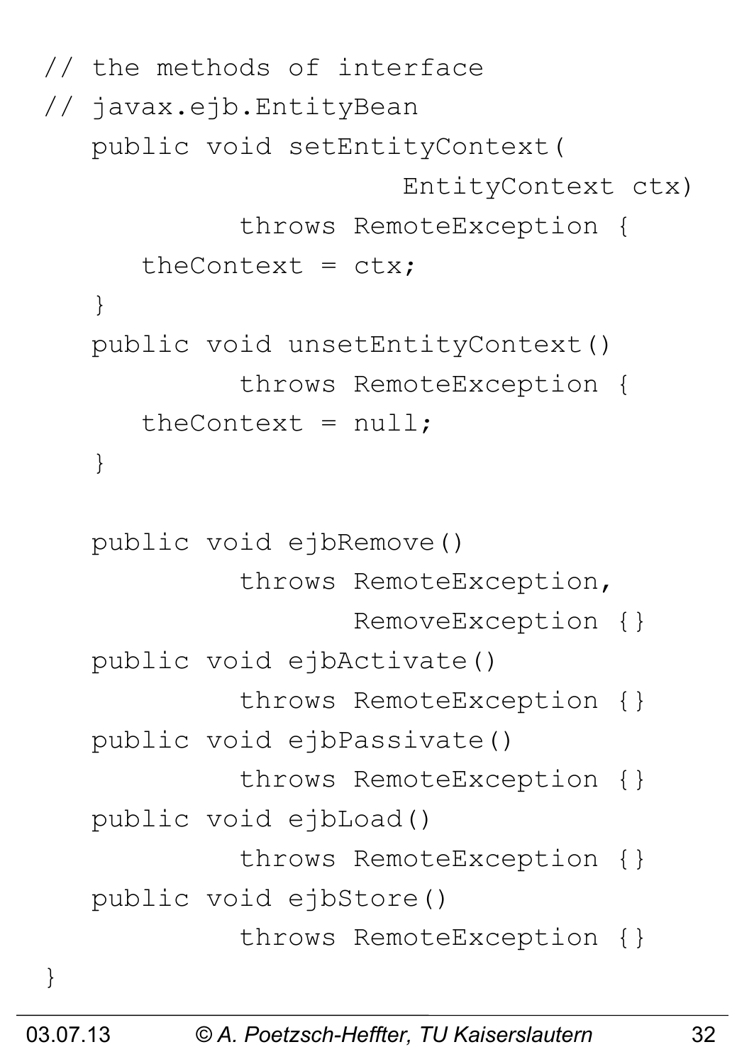```
// the methods of interface
// javax.ejb.EntityBean
   public void setEntityContext(
                     EntityContext ctx)
            throws RemoteException {
      theContext = ctx;
   }
   public void unsetEntityContext()
            throws RemoteException {
      theContext = null;
   }

   public void ejbRemove()
            throws RemoteException,
                   RemoveException {}
   public void ejbActivate()
            throws RemoteException {}
   public void ejbPassivate()
            throws RemoteException {}
   public void ejbLoad()
            throws RemoteException {}
   public void ejbStore()
            throws RemoteException {}
}
```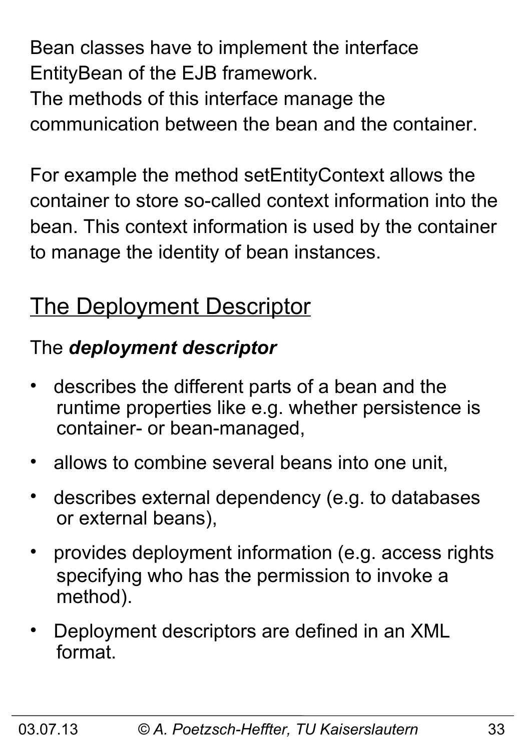Bean classes have to implement the interface EntityBean of the EJB framework.
The methods of this interface manage the communication between the bean and the container.

For example the method setEntityContext allows the container to store so-called context information into the bean. This context information is used by the container to manage the identity of bean instances.

## The Deployment Descriptor

The ***deployment descriptor***

- describes the different parts of a bean and the runtime properties like e.g. whether persistence is container- or bean-managed,
- allows to combine several beans into one unit,
- describes external dependency (e.g. to databases or external beans),
- provides deployment information (e.g. access rights specifying who has the permission to invoke a method).
- Deployment descriptors are defined in an XML format.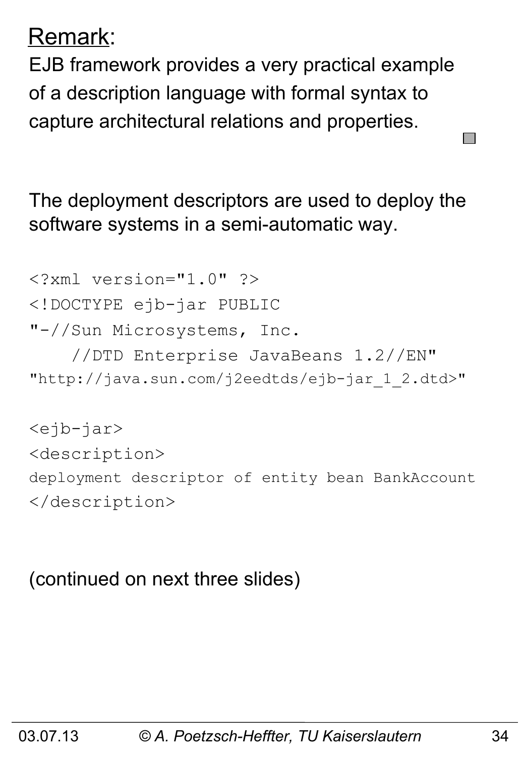<u>Remark</u>:

EJB framework provides a very practical example of a description language with formal syntax to capture architectural relations and properties. ◻

The deployment descriptors are used to deploy the software systems in a semi-automatic way.

```
<?xml version="1.0" ?>
<!DOCTYPE ejb-jar PUBLIC
"-//Sun Microsystems, Inc.
    //DTD Enterprise JavaBeans 1.2//EN"
"http://java.sun.com/j2eedtds/ejb-jar_1_2.dtd>"

<ejb-jar>
<description>
deployment descriptor of entity bean BankAccount
</description>
```

(continued on next three slides)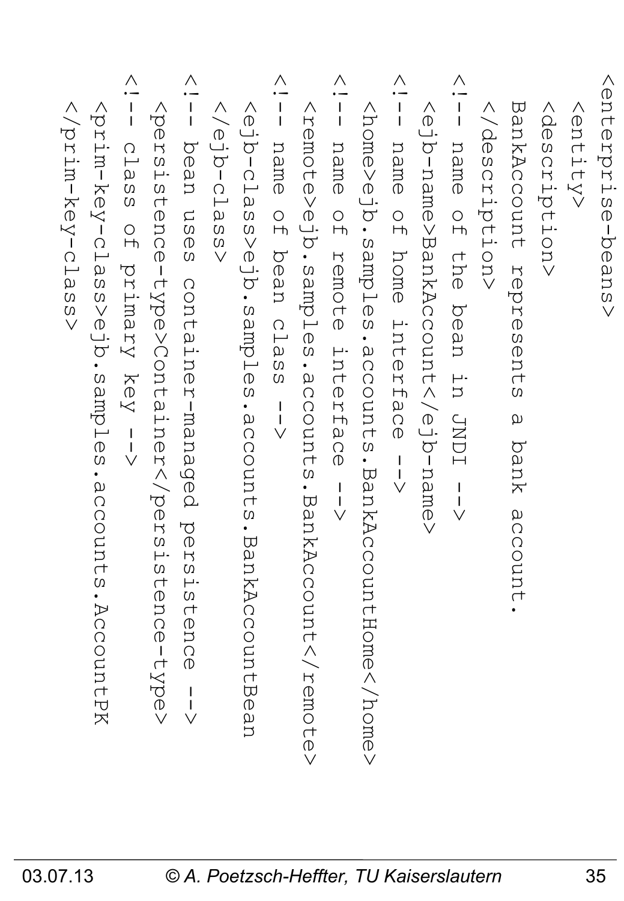```
<enterprise-beans>
  <entity>
  <description>
  BankAccount represents a bank account.
  </description>
  <!-- name of the bean in JNDI -->
  <ejb-name>BankAccount</ejb-name>
  <!-- name of home interface -->
  <home>ejb.samples.accounts.BankAccountHome</home>
  <!-- name of remote interface -->
  <remote>ejb.samples.accounts.BankAccount</remote>
  <!-- name of bean class -->
  <ejb-class>ejb.samples.accounts.BankAccountBean
  </ejb-class>
  <!-- bean uses container-managed persistence -->
  <persistence-type>Container</persistence-type>
  <!-- class of primary key -->
  <prim-key-class>ejb.samples.accounts.AccountPK
  </prim-key-class>
```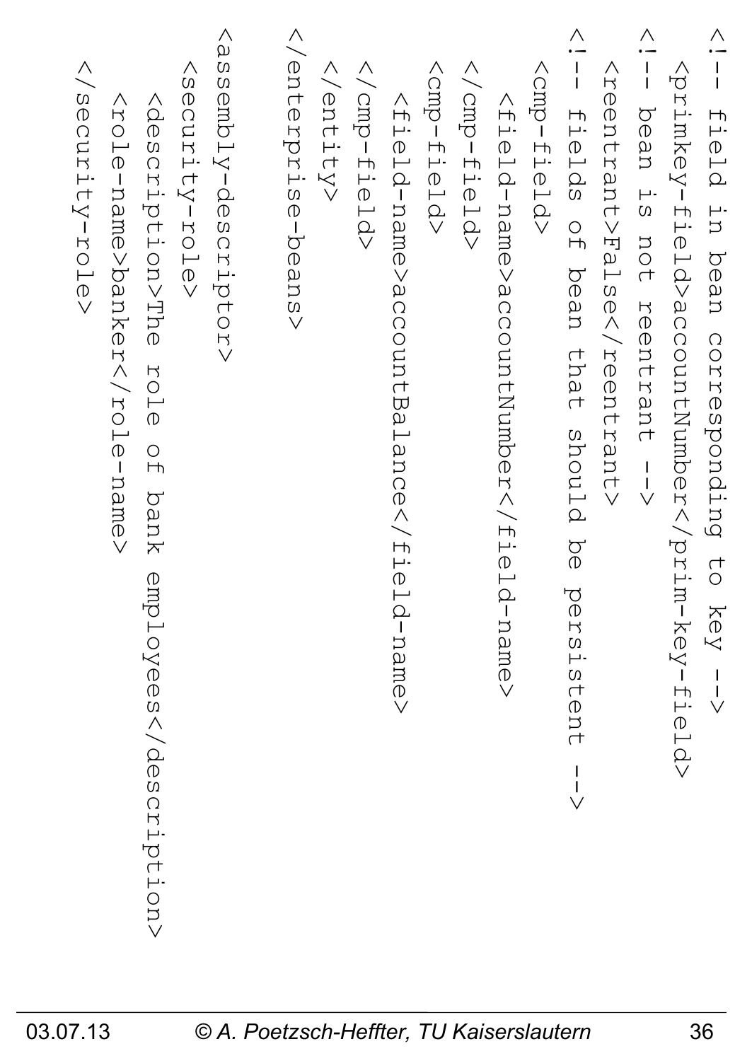```
<!-- field in bean corresponding to key -->
  <primkey-field>accountNumber</prim-key-field>
<!-- bean is not reentrant -->
  <reentrant>False</reentrant>
<!-- fields of bean that should be persistent -->
  <cmp-field>
    <field-name>accountNumber</field-name>
  </cmp-field>
  <cmp-field>
    <field-name>accountBalance</field-name>
  </cmp-field>
  </entity>
</enterprise-beans>

<assembly-descriptor>
  <security-role>
    <description>The role of bank employees</description>
    <role-name>banker</role-name>
  </security-role>
```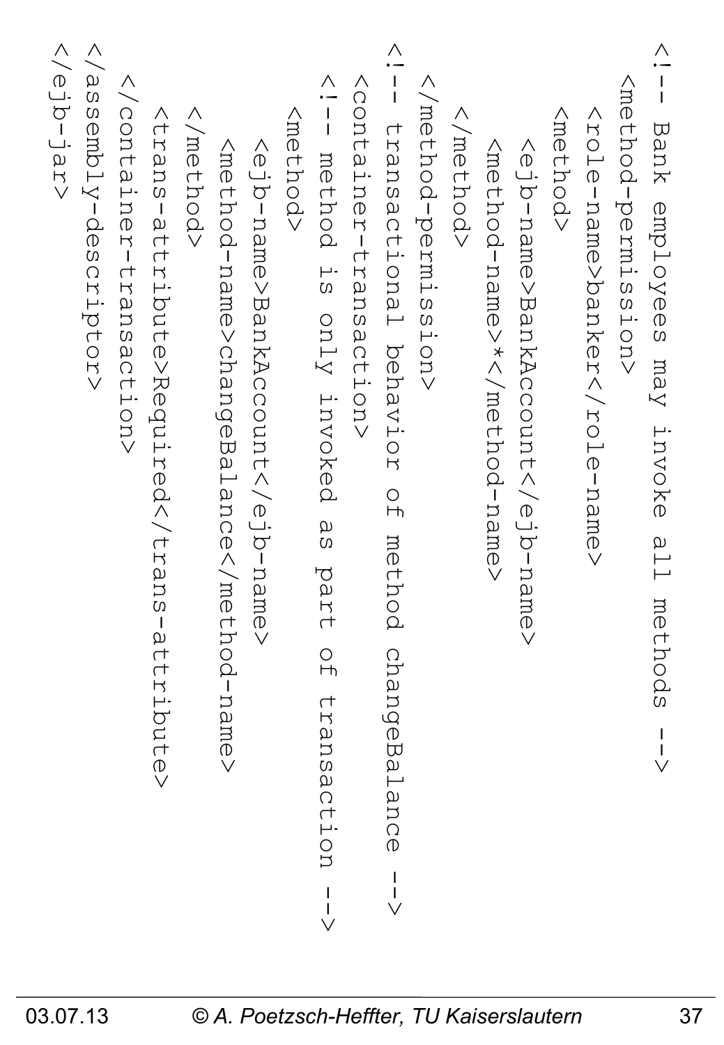```
<!-- Bank employees may invoke all methods -->
<method-permission>
  <role-name>banker</role-name>
  <method>
    <ejb-name>BankAccount</ejb-name>
    <method-name>*</method-name>
  </method>
</method-permission>
<!-- transactional behavior of method changeBalance -->
<container-transaction>
<!-- method is only invoked as part of transaction -->
<method>
   <ejb-name>BankAccount</ejb-name>
     <method-name>changeBalance</method-name>
   </method>
   <trans-attribute>Required</trans-attribute>
  </container-transaction>
</assembly-descriptor>
</ejb-jar>
```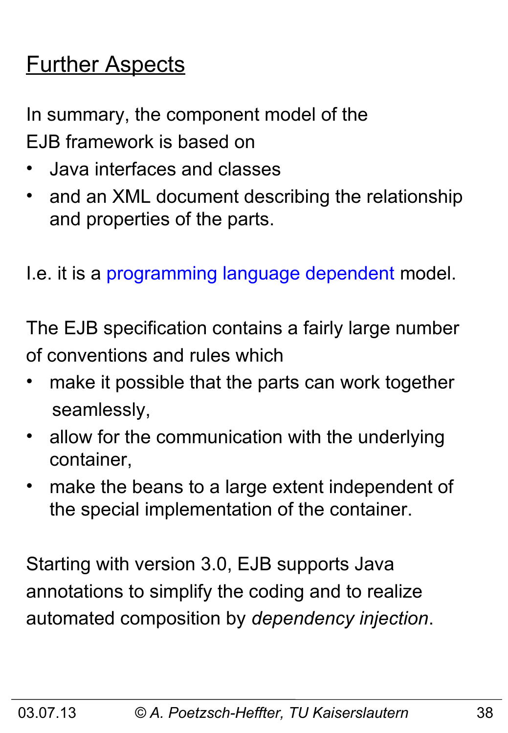## Further Aspects

In summary, the component model of the EJB framework is based on

- Java interfaces and classes
- and an XML document describing the relationship and properties of the parts.

I.e. it is a programming language dependent model.

The EJB specification contains a fairly large number of conventions and rules which

- make it possible that the parts can work together seamlessly,
- allow for the communication with the underlying container,
- make the beans to a large extent independent of the special implementation of the container.

Starting with version 3.0, EJB supports Java annotations to simplify the coding and to realize automated composition by *dependency injection*.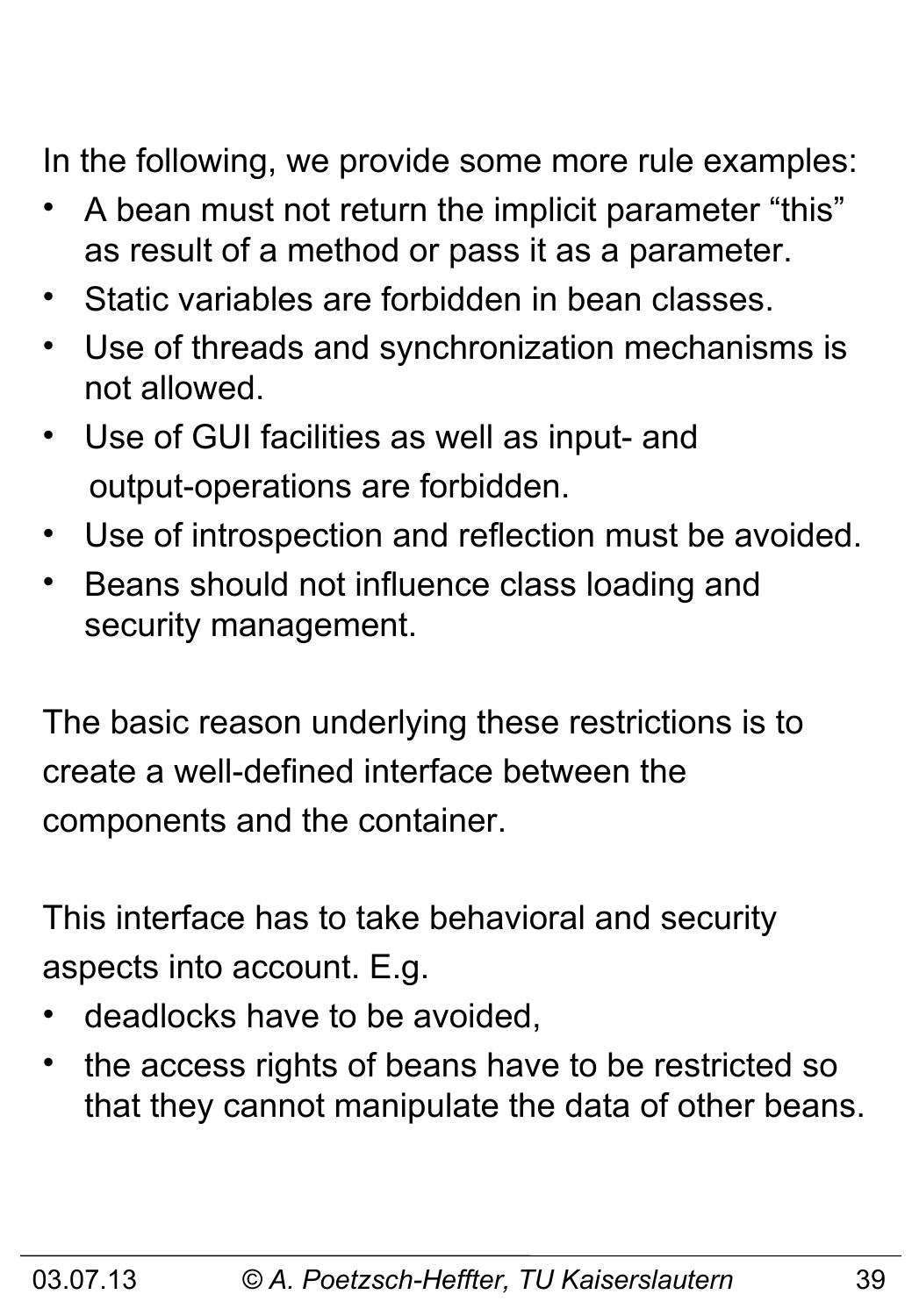In the following, we provide some more rule examples:

- A bean must not return the implicit parameter “this” as result of a method or pass it as a parameter.
- Static variables are forbidden in bean classes.
- Use of threads and synchronization mechanisms is not allowed.
- Use of GUI facilities as well as input- and output-operations are forbidden.
- Use of introspection and reflection must be avoided.
- Beans should not influence class loading and security management.

The basic reason underlying these restrictions is to create a well-defined interface between the components and the container.

This interface has to take behavioral and security aspects into account. E.g.

- deadlocks have to be avoided,
- the access rights of beans have to be restricted so that they cannot manipulate the data of other beans.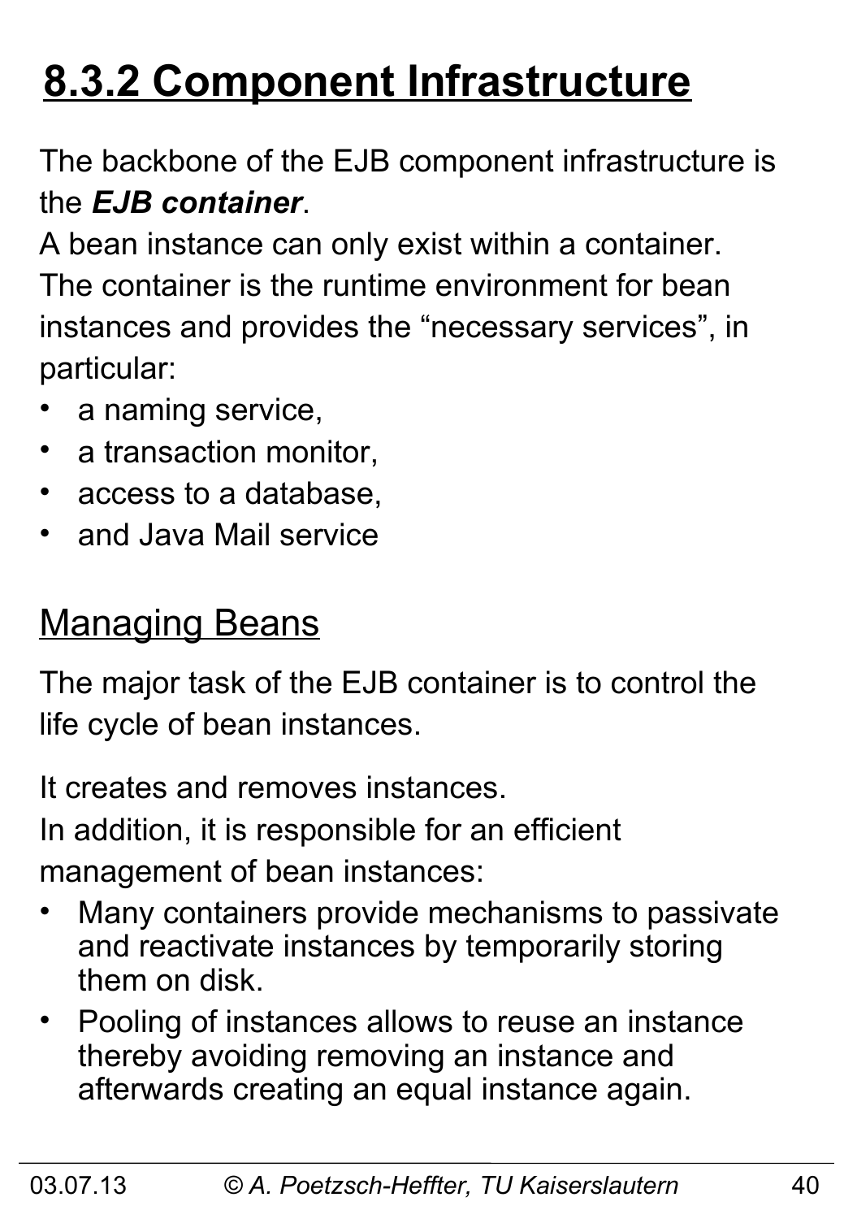# 8.3.2 Component Infrastructure

The backbone of the EJB component infrastructure is the ***EJB container***.

A bean instance can only exist within a container.

The container is the runtime environment for bean instances and provides the "necessary services", in particular:

- a naming service,
- a transaction monitor,
- access to a database,
- and Java Mail service

## Managing Beans

The major task of the EJB container is to control the life cycle of bean instances.

It creates and removes instances.

In addition, it is responsible for an efficient management of bean instances:

- Many containers provide mechanisms to passivate and reactivate instances by temporarily storing them on disk.
- Pooling of instances allows to reuse an instance thereby avoiding removing an instance and afterwards creating an equal instance again.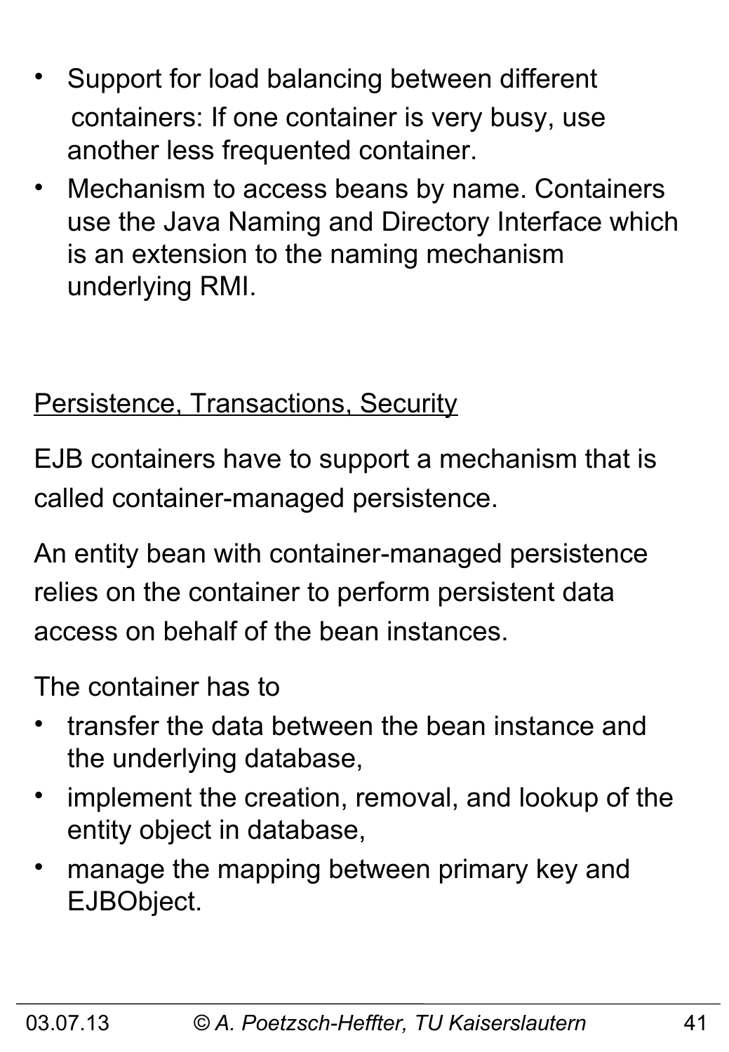- Support for load balancing between different containers: If one container is very busy, use another less frequented container.
- Mechanism to access beans by name. Containers use the Java Naming and Directory Interface which is an extension to the naming mechanism underlying RMI.

<u>Persistence, Transactions, Security</u>

EJB containers have to support a mechanism that is called container-managed persistence.

An entity bean with container-managed persistence relies on the container to perform persistent data access on behalf of the bean instances.

The container has to

- transfer the data between the bean instance and the underlying database,
- implement the creation, removal, and lookup of the entity object in database,
- manage the mapping between primary key and EJBObject.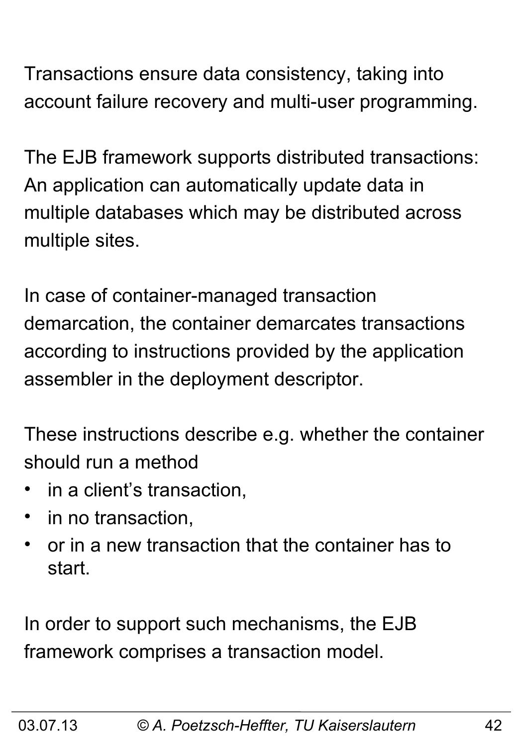Transactions ensure data consistency, taking into account failure recovery and multi-user programming.

The EJB framework supports distributed transactions: An application can automatically update data in multiple databases which may be distributed across multiple sites.

In case of container-managed transaction demarcation, the container demarcates transactions according to instructions provided by the application assembler in the deployment descriptor.

These instructions describe e.g. whether the container should run a method

- in a client's transaction,
- in no transaction,
- or in a new transaction that the container has to start.

In order to support such mechanisms, the EJB framework comprises a transaction model.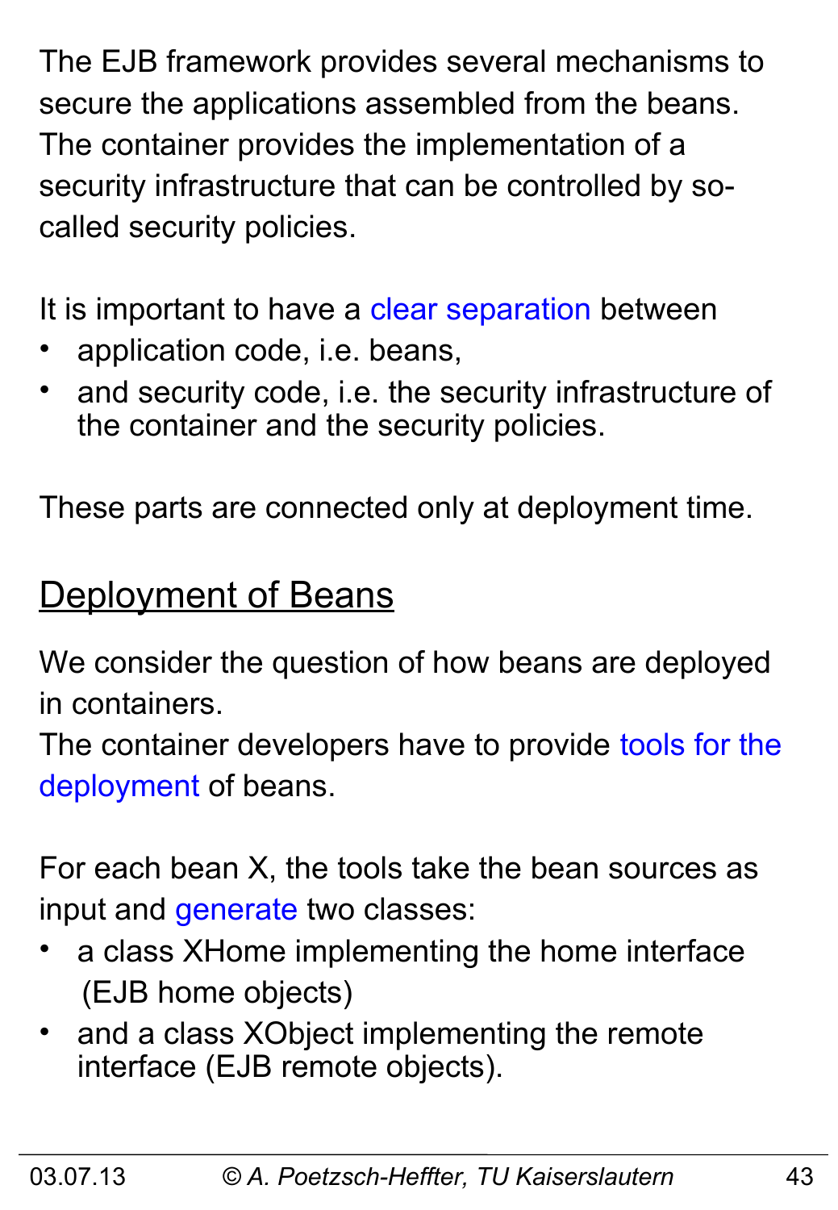The EJB framework provides several mechanisms to secure the applications assembled from the beans. The container provides the implementation of a security infrastructure that can be controlled by so-called security policies.

It is important to have a clear separation between

- application code, i.e. beans,
- and security code, i.e. the security infrastructure of the container and the security policies.

These parts are connected only at deployment time.

## Deployment of Beans

We consider the question of how beans are deployed in containers.
The container developers have to provide tools for the deployment of beans.

For each bean X, the tools take the bean sources as input and generate two classes:

- a class XHome implementing the home interface (EJB home objects)
- and a class XObject implementing the remote interface (EJB remote objects).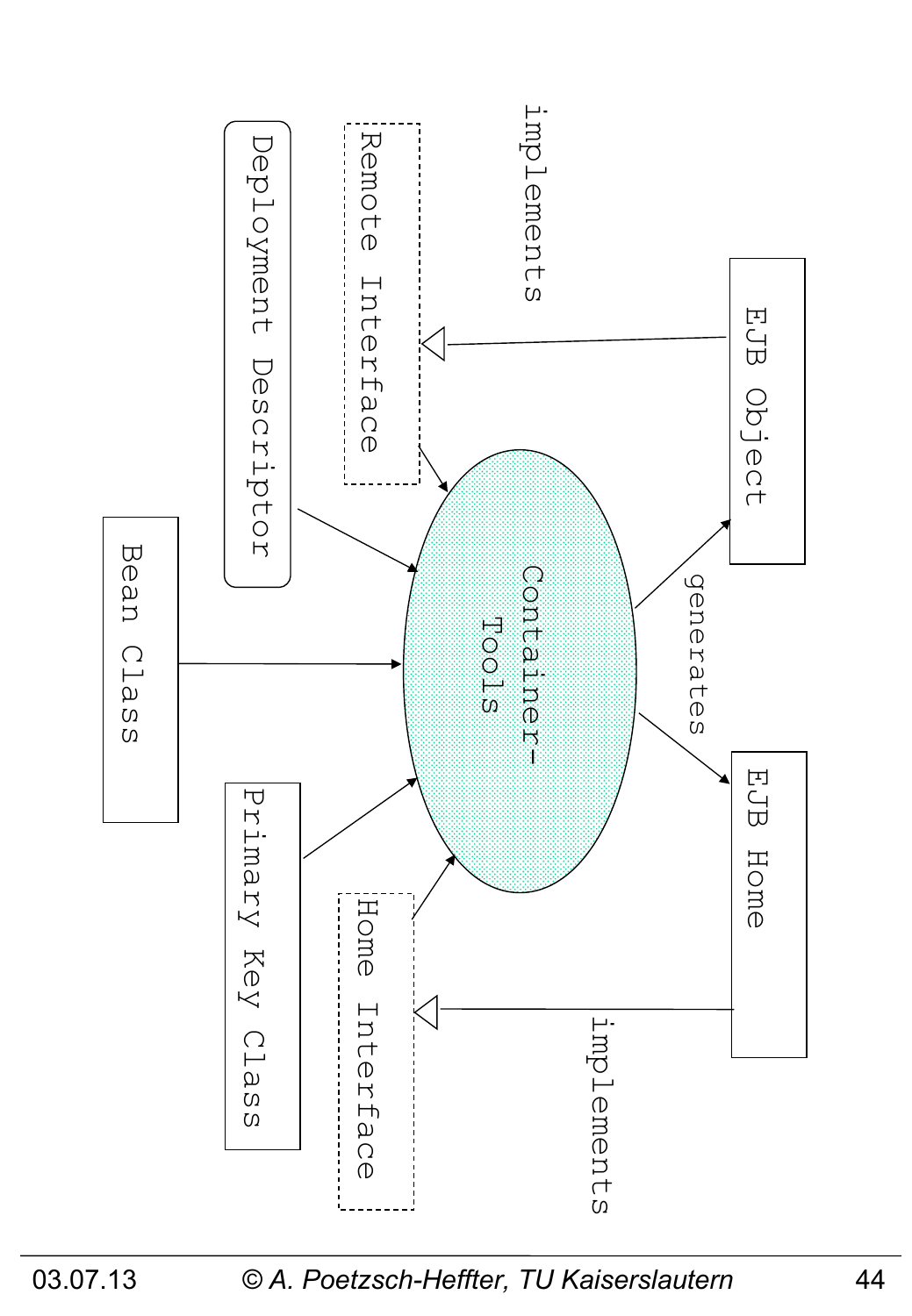Remote Interface

Deployment Descriptor

Bean Class

Primary Key Class

Home Interface

Container-Tools

generates

EJB Object

EJB Home

implements

implements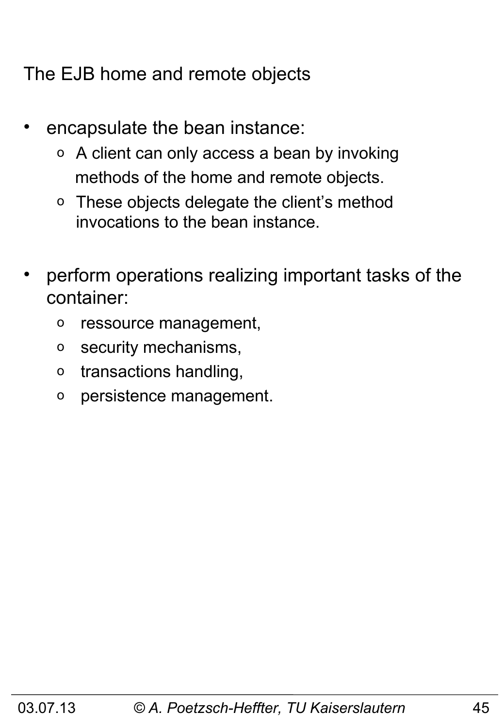The EJB home and remote objects

- encapsulate the bean instance:
  - A client can only access a bean by invoking methods of the home and remote objects.
  - These objects delegate the client's method invocations to the bean instance.

- perform operations realizing important tasks of the container:
  - ressource management,
  - security mechanisms,
  - transactions handling,
  - persistence management.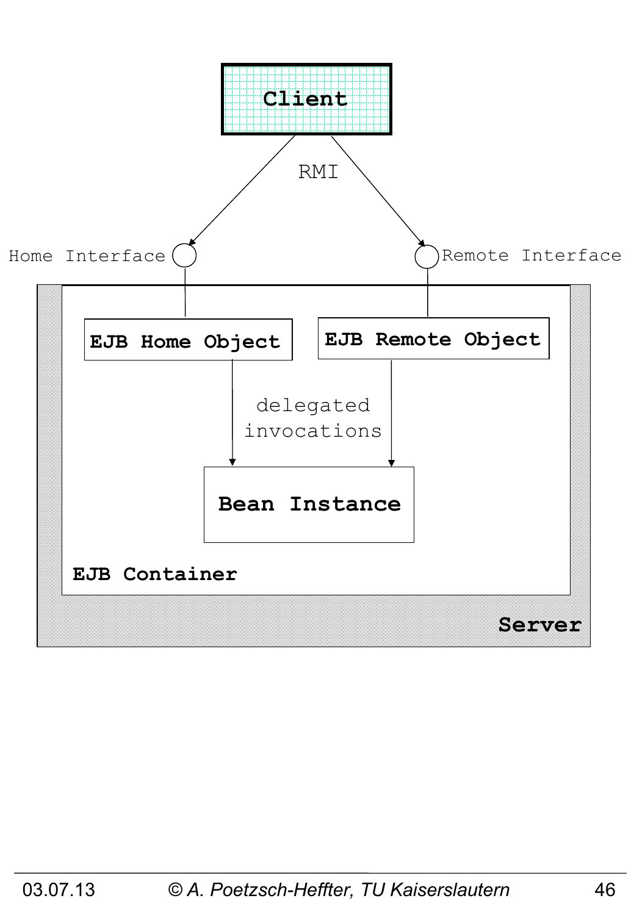Client

RMI

Home Interface

Remote Interface

EJB Home Object

EJB Remote Object

delegated invocations

Bean Instance

EJB Container

Server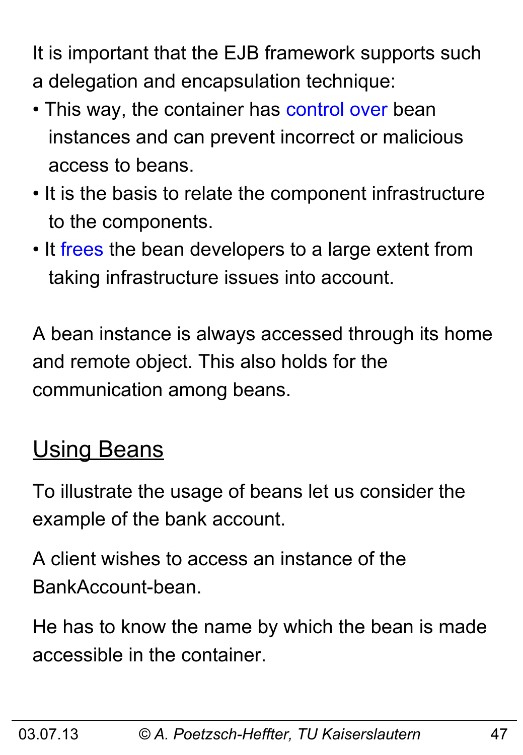It is important that the EJB framework supports such a delegation and encapsulation technique:

- This way, the container has control over bean instances and can prevent incorrect or malicious access to beans.
- It is the basis to relate the component infrastructure to the components.
- It frees the bean developers to a large extent from taking infrastructure issues into account.

A bean instance is always accessed through its home and remote object. This also holds for the communication among beans.

## Using Beans

To illustrate the usage of beans let us consider the example of the bank account.

A client wishes to access an instance of the BankAccount-bean.

He has to know the name by which the bean is made accessible in the container.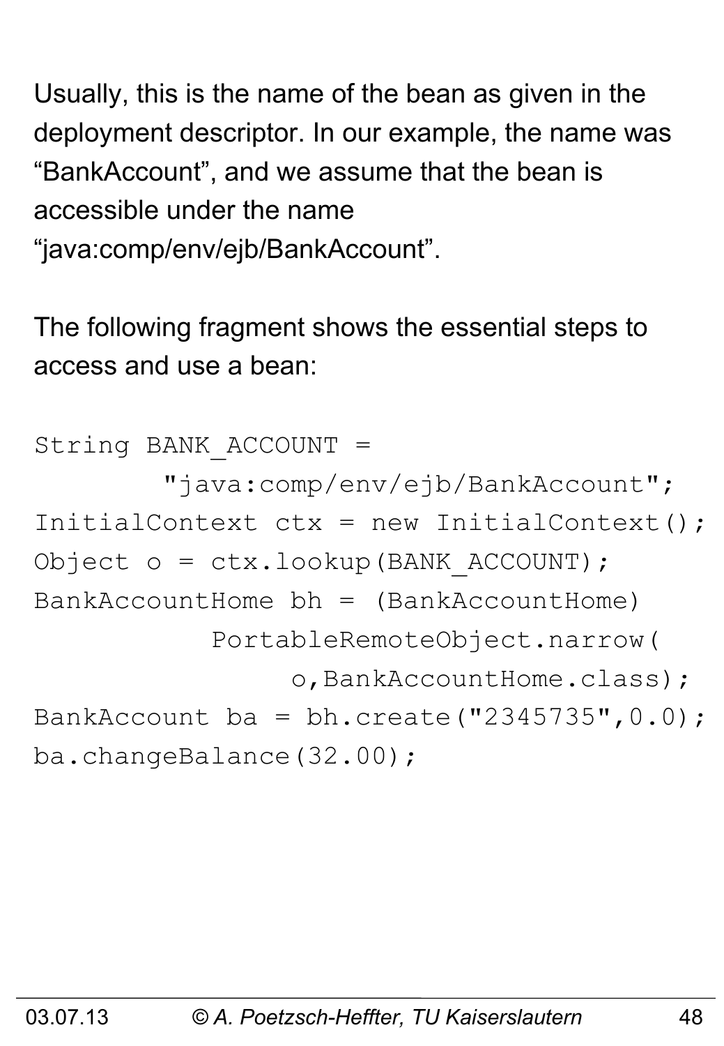Usually, this is the name of the bean as given in the deployment descriptor. In our example, the name was “BankAccount”, and we assume that the bean is accessible under the name “java:comp/env/ejb/BankAccount”.

The following fragment shows the essential steps to access and use a bean:

```
String BANK_ACCOUNT =
        "java:comp/env/ejb/BankAccount";
InitialContext ctx = new InitialContext();
Object o = ctx.lookup(BANK_ACCOUNT);
BankAccountHome bh = (BankAccountHome)
           PortableRemoteObject.narrow(
                o,BankAccountHome.class);
BankAccount ba = bh.create("2345735",0.0);
ba.changeBalance(32.00);
```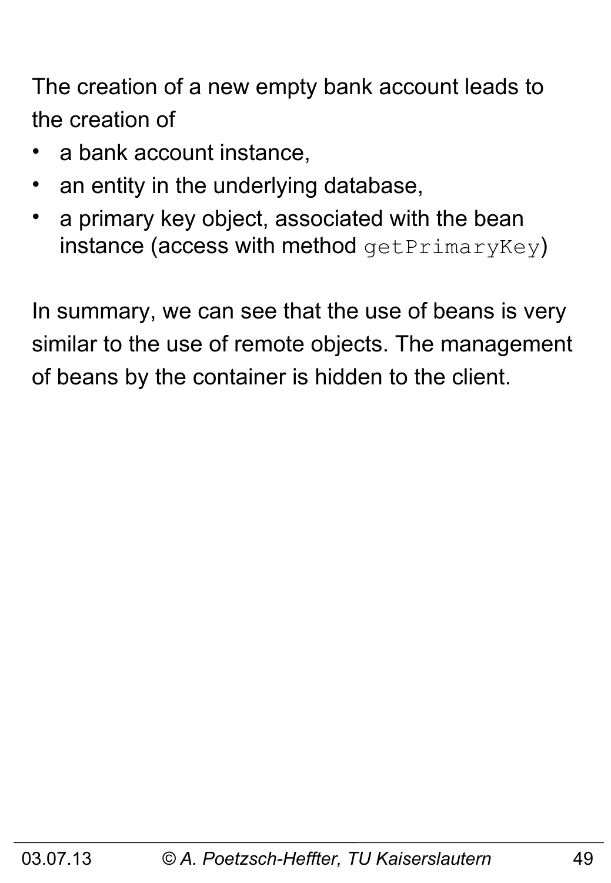The creation of a new empty bank account leads to the creation of

- a bank account instance,
- an entity in the underlying database,
- a primary key object, associated with the bean instance (access with method `getPrimaryKey`)

In summary, we can see that the use of beans is very similar to the use of remote objects. The management of beans by the container is hidden to the client.